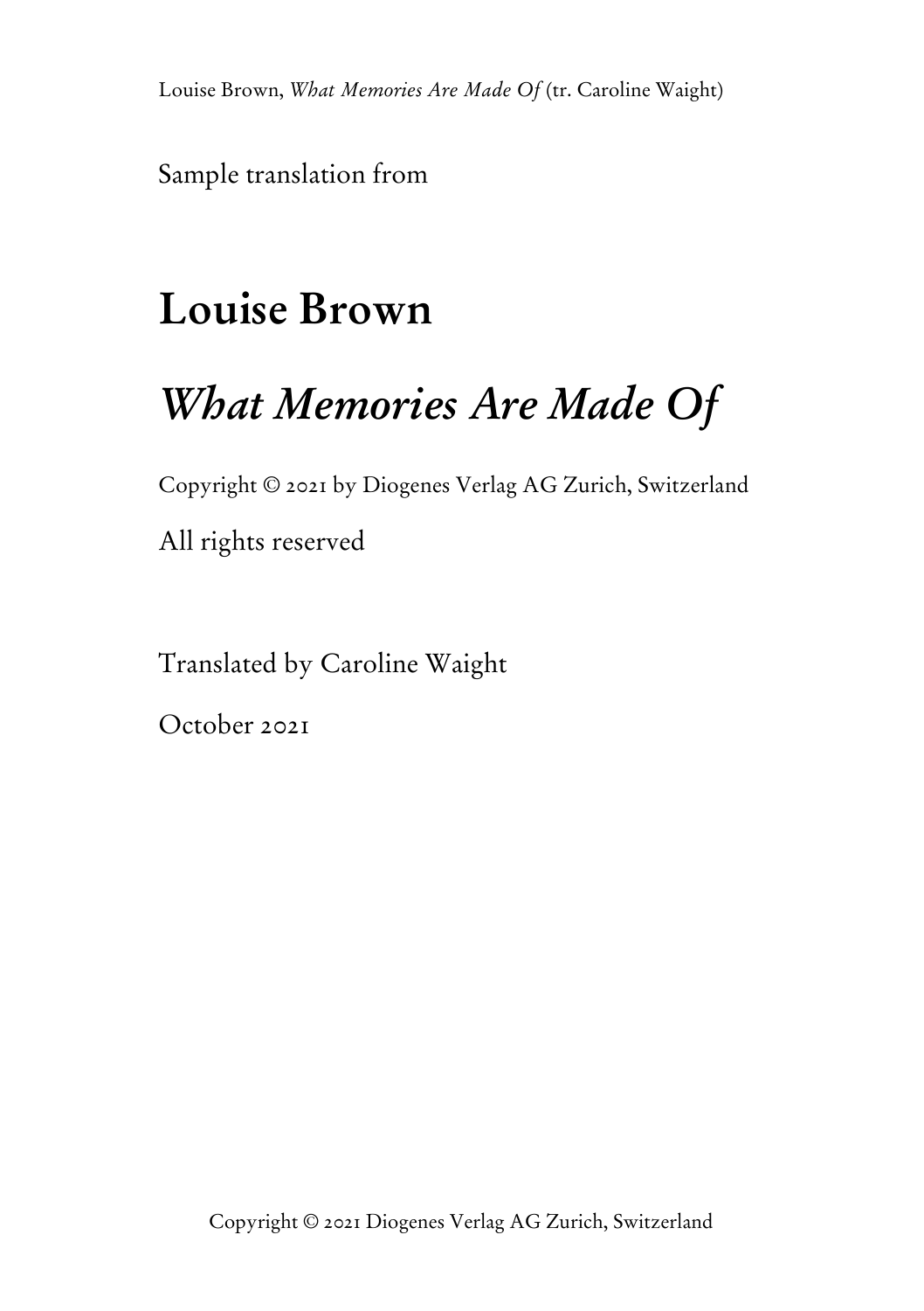Sample translation from

# Louise Brown

# *What Memories Are Made Of*

Copyright © 2021 by Diogenes Verlag AG Zurich, Switzerland

All rights reserved

Translated by Caroline Waight

October 2021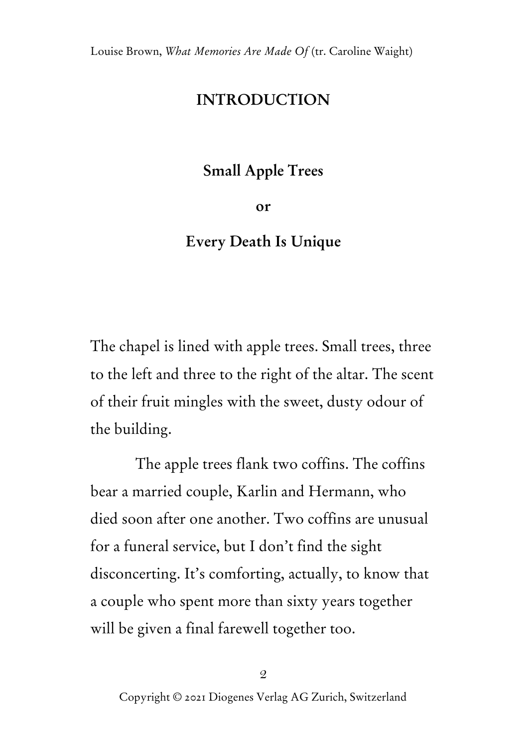# INTRODUCTION

## Small Apple Trees

## or

## Every Death Is Unique

The chapel is lined with apple trees. Small trees, three to the left and three to the right of the altar. The scent of their fruit mingles with the sweet, dusty odour of the building.

The apple trees flank two coffins. The coffins bear a married couple, Karlin and Hermann, who died soon after one another. Two coffins are unusual for a funeral service, but I don't find the sight disconcerting. It's comforting, actually, to know that a couple who spent more than sixty years together will be given a final farewell together too.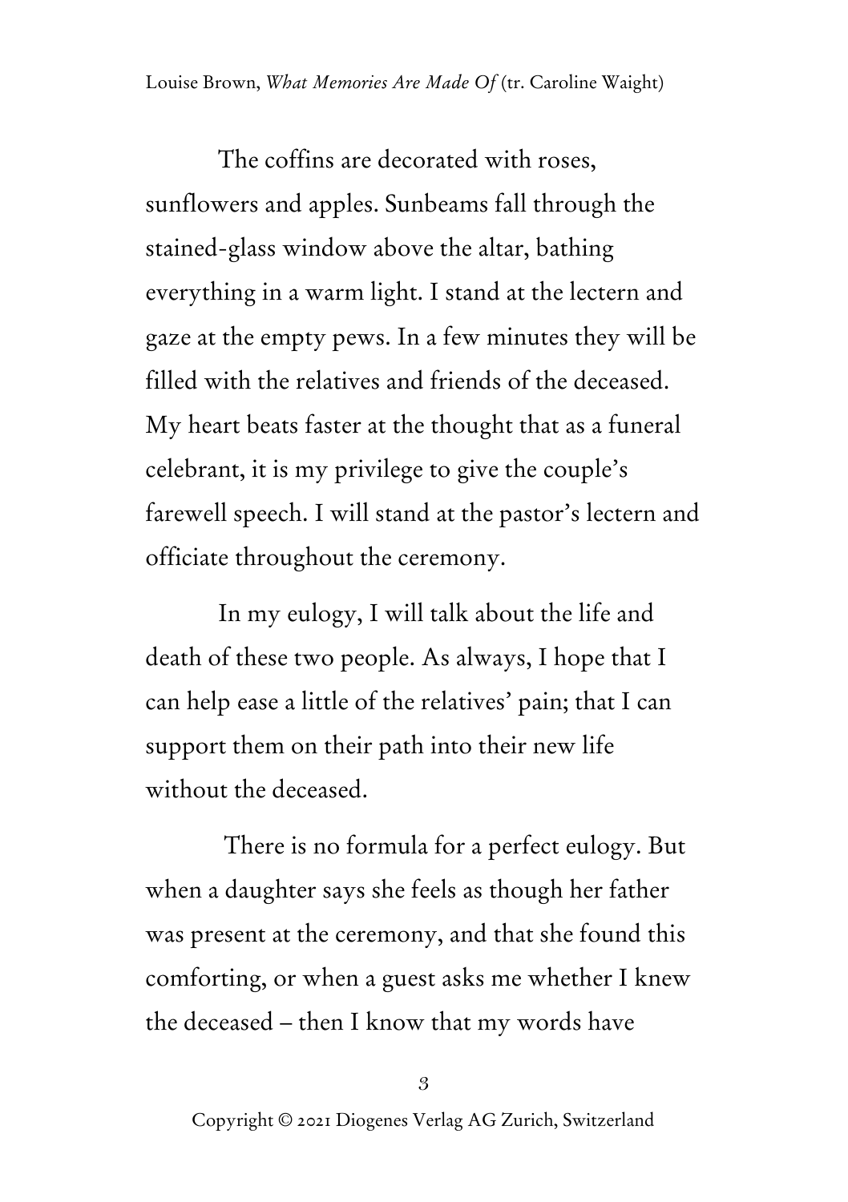The coffins are decorated with roses, sunflowers and apples. Sunbeams fall through the stained-glass window above the altar, bathing everything in a warm light. I stand at the lectern and gaze at the empty pews. In a few minutes they will be filled with the relatives and friends of the deceased. My heart beats faster at the thought that as a funeral celebrant, it is my privilege to give the couple's farewell speech. I will stand at the pastor's lectern and officiate throughout the ceremony.

In my eulogy, I will talk about the life and death of these two people. As always, I hope that I can help ease a little of the relatives' pain; that I can support them on their path into their new life without the deceased.

There is no formula for a perfect eulogy. But when a daughter says she feels as though her father was present at the ceremony, and that she found this comforting, or when a guest asks me whether I knew the deceased – then I know that my words have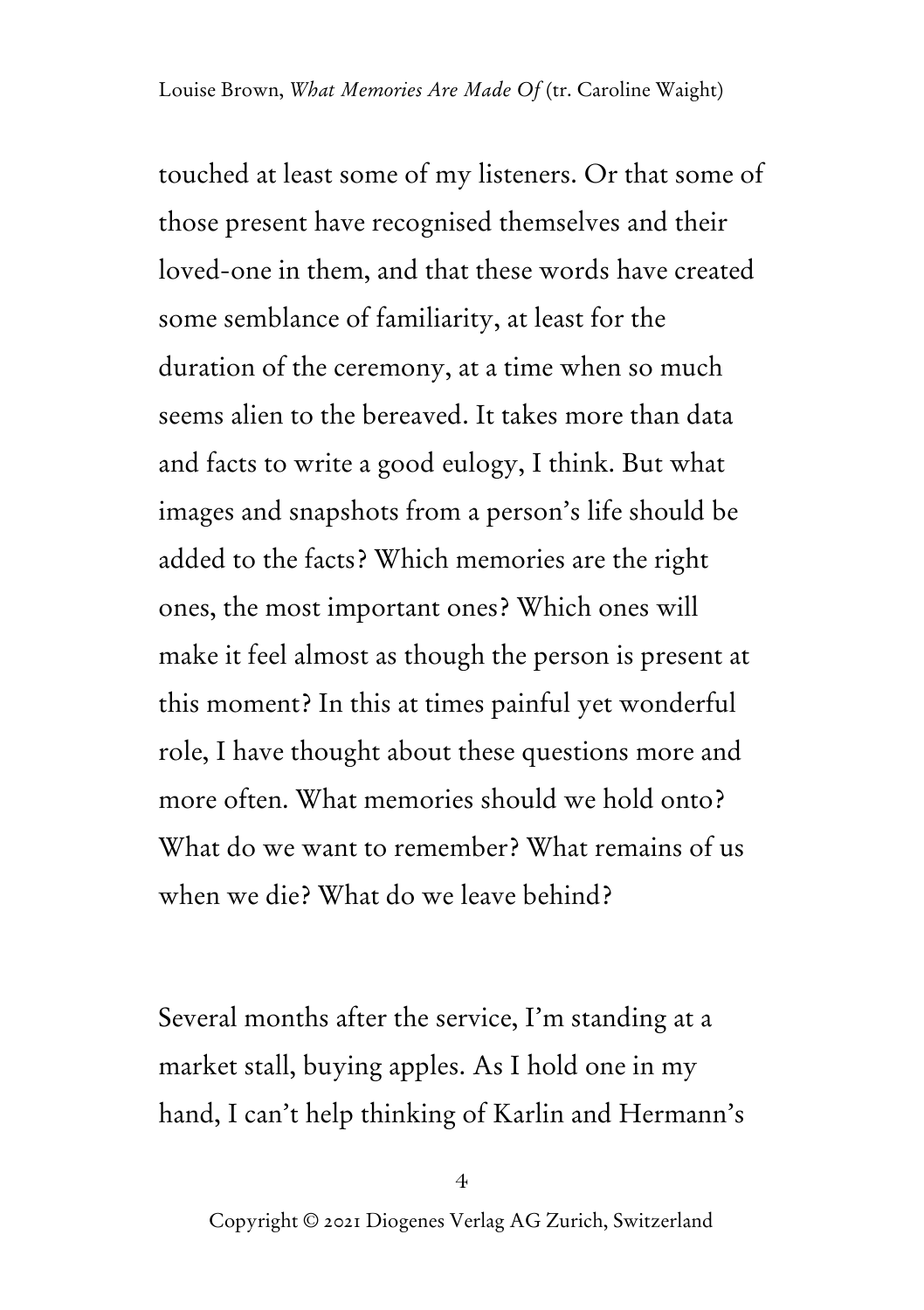touched at least some of my listeners. Or that some of those present have recognised themselves and their loved-one in them, and that these words have created some semblance of familiarity, at least for the duration of the ceremony, at a time when so much seems alien to the bereaved. It takes more than data and facts to write a good eulogy, I think. But what images and snapshots from a person's life should be added to the facts? Which memories are the right ones, the most important ones? Which ones will make it feel almost as though the person is present at this moment? In this at times painful yet wonderful role, I have thought about these questions more and more often. What memories should we hold onto? What do we want to remember? What remains of us when we die? What do we leave behind?

Several months after the service, I'm standing at a market stall, buying apples. As I hold one in my hand, I can't help thinking of Karlin and Hermann's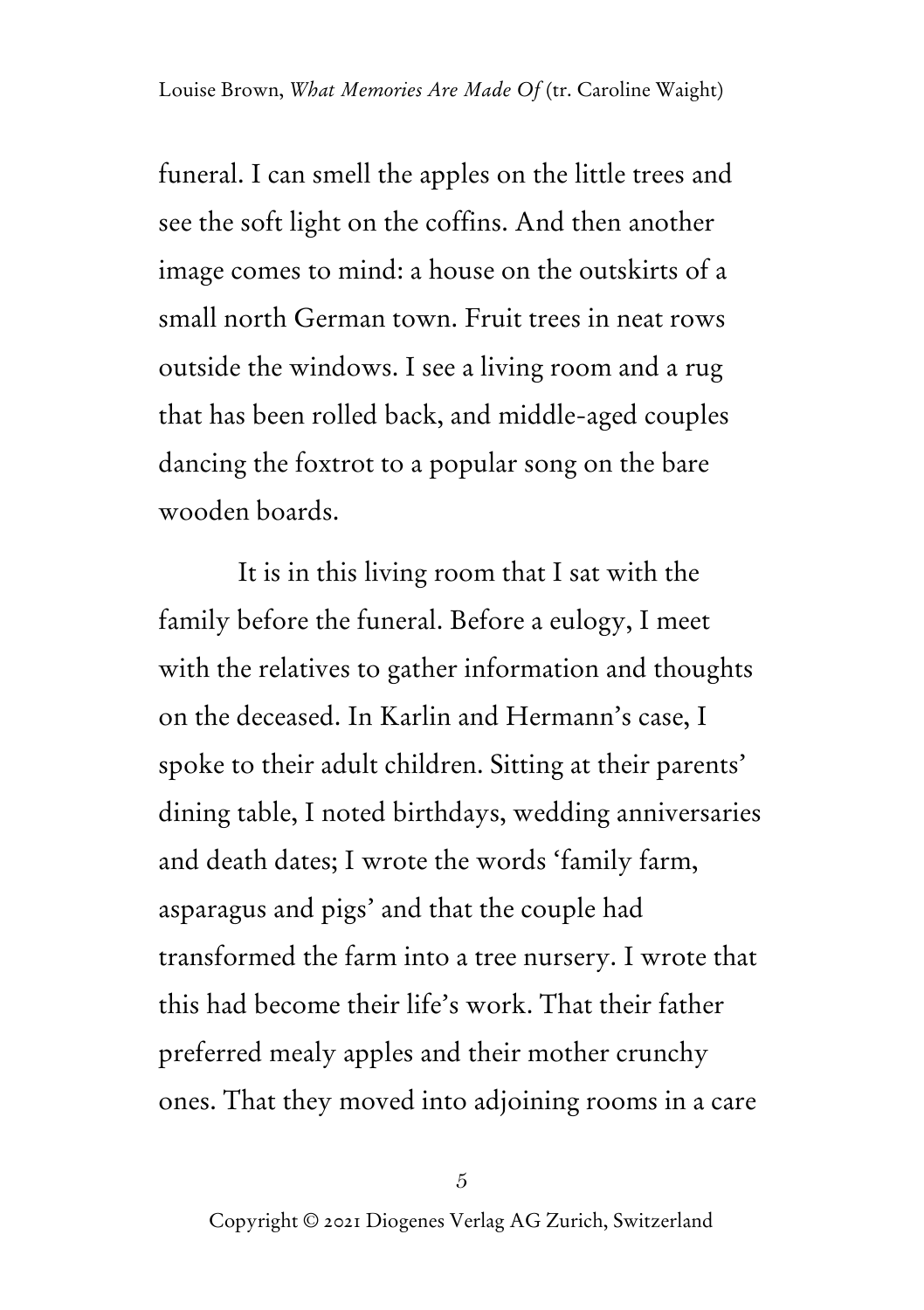funeral. I can smell the apples on the little trees and see the soft light on the coffins. And then another image comes to mind: a house on the outskirts of a small north German town. Fruit trees in neat rows outside the windows. I see a living room and a rug that has been rolled back, and middle-aged couples dancing the foxtrot to a popular song on the bare wooden boards.

It is in this living room that I sat with the family before the funeral. Before a eulogy, I meet with the relatives to gather information and thoughts on the deceased. In Karlin and Hermann's case, I spoke to their adult children. Sitting at their parents' dining table, I noted birthdays, wedding anniversaries and death dates; I wrote the words 'family farm, asparagus and pigs' and that the couple had transformed the farm into a tree nursery. I wrote that this had become their life's work. That their father preferred mealy apples and their mother crunchy ones. That they moved into adjoining rooms in a care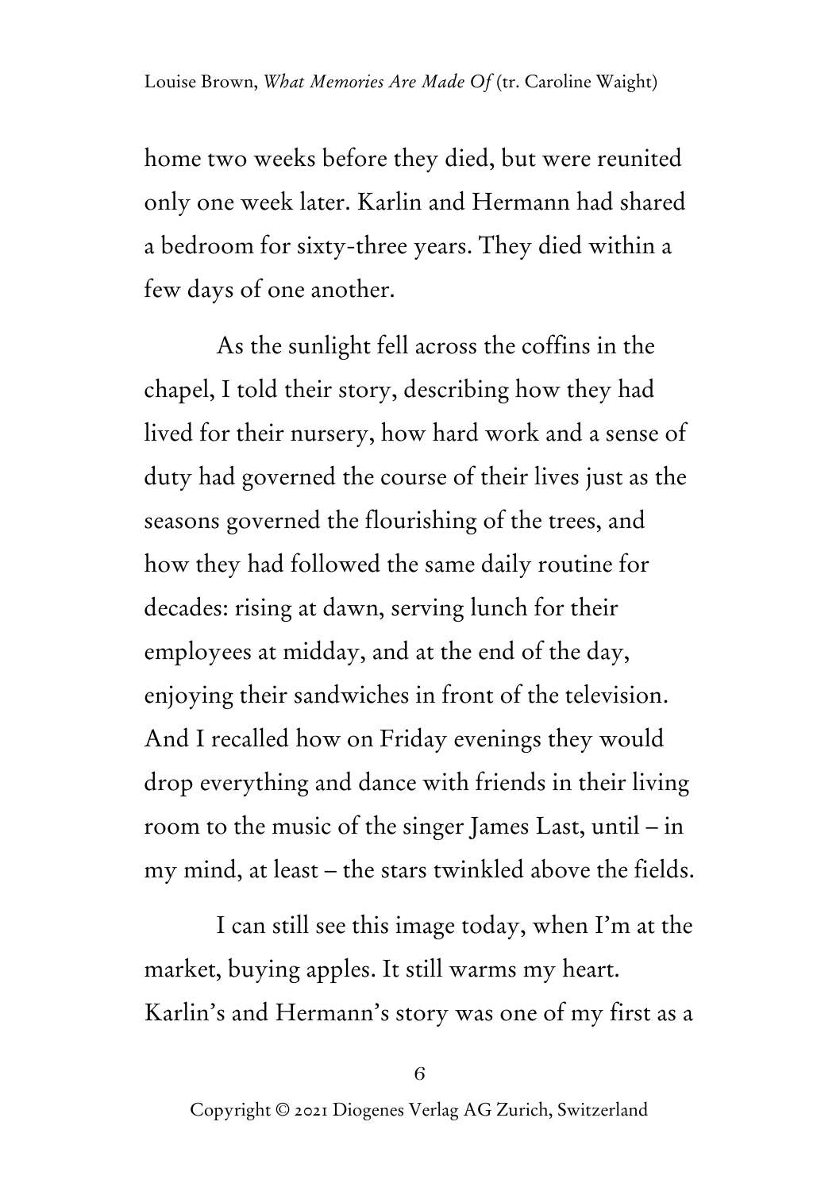home two weeks before they died, but were reunited only one week later. Karlin and Hermann had shared a bedroom for sixty-three years. They died within a few days of one another.

As the sunlight fell across the coffins in the chapel, I told their story, describing how they had lived for their nursery, how hard work and a sense of duty had governed the course of their lives just as the seasons governed the flourishing of the trees, and how they had followed the same daily routine for decades: rising at dawn, serving lunch for their employees at midday, and at the end of the day, enjoying their sandwiches in front of the television. And I recalled how on Friday evenings they would drop everything and dance with friends in their living room to the music of the singer James Last, until – in my mind, at least – the stars twinkled above the fields.

I can still see this image today, when I'm at the market, buying apples. It still warms my heart. Karlin's and Hermann's story was one of my first as a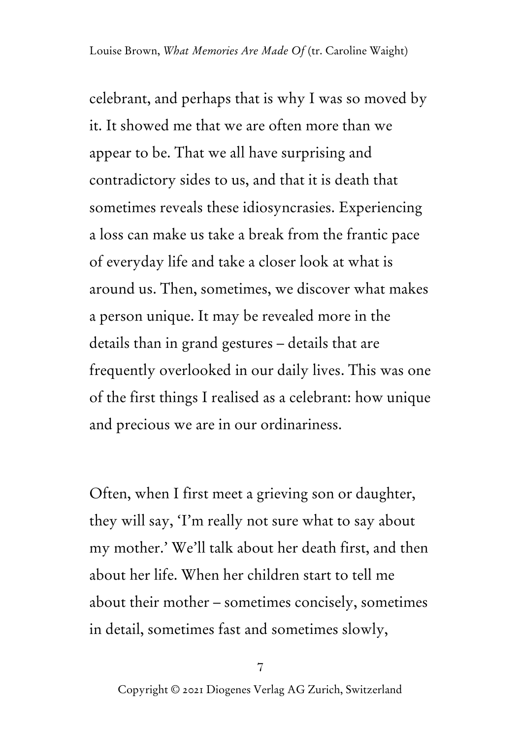celebrant, and perhaps that is why I was so moved by it. It showed me that we are often more than we appear to be. That we all have surprising and contradictory sides to us, and that it is death that sometimes reveals these idiosyncrasies. Experiencing a loss can make us take a break from the frantic pace of everyday life and take a closer look at what is around us. Then, sometimes, we discover what makes a person unique. It may be revealed more in the details than in grand gestures – details that are frequently overlooked in our daily lives. This was one of the first things I realised as a celebrant: how unique and precious we are in our ordinariness.

Often, when I first meet a grieving son or daughter, they will say, 'I'm really not sure what to say about my mother.' We'll talk about her death first, and then about her life. When her children start to tell me about their mother – sometimes concisely, sometimes in detail, sometimes fast and sometimes slowly,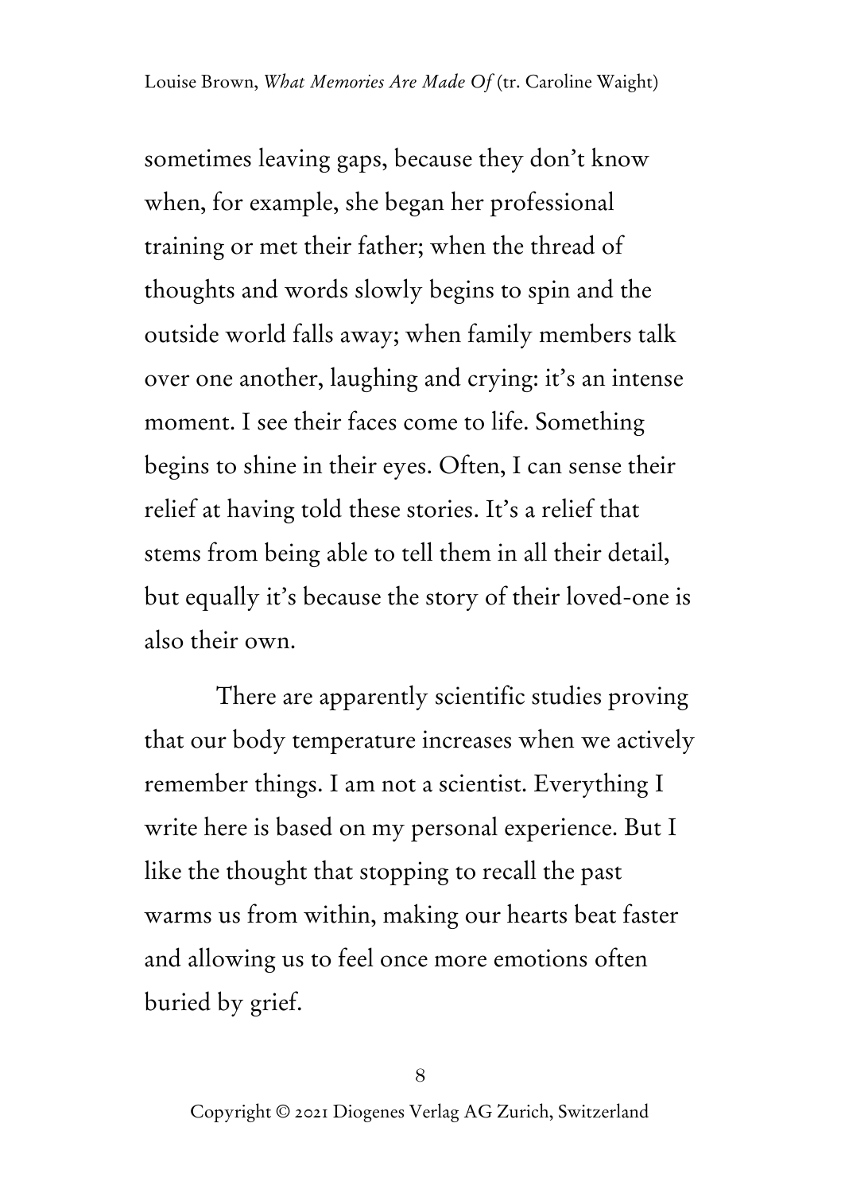sometimes leaving gaps, because they don't know when, for example, she began her professional training or met their father; when the thread of thoughts and words slowly begins to spin and the outside world falls away; when family members talk over one another, laughing and crying: it's an intense moment. I see their faces come to life. Something begins to shine in their eyes. Often, I can sense their relief at having told these stories. It's a relief that stems from being able to tell them in all their detail, but equally it's because the story of their loved-one is also their own.

There are apparently scientific studies proving that our body temperature increases when we actively remember things. I am not a scientist. Everything I write here is based on my personal experience. But I like the thought that stopping to recall the past warms us from within, making our hearts beat faster and allowing us to feel once more emotions often buried by grief.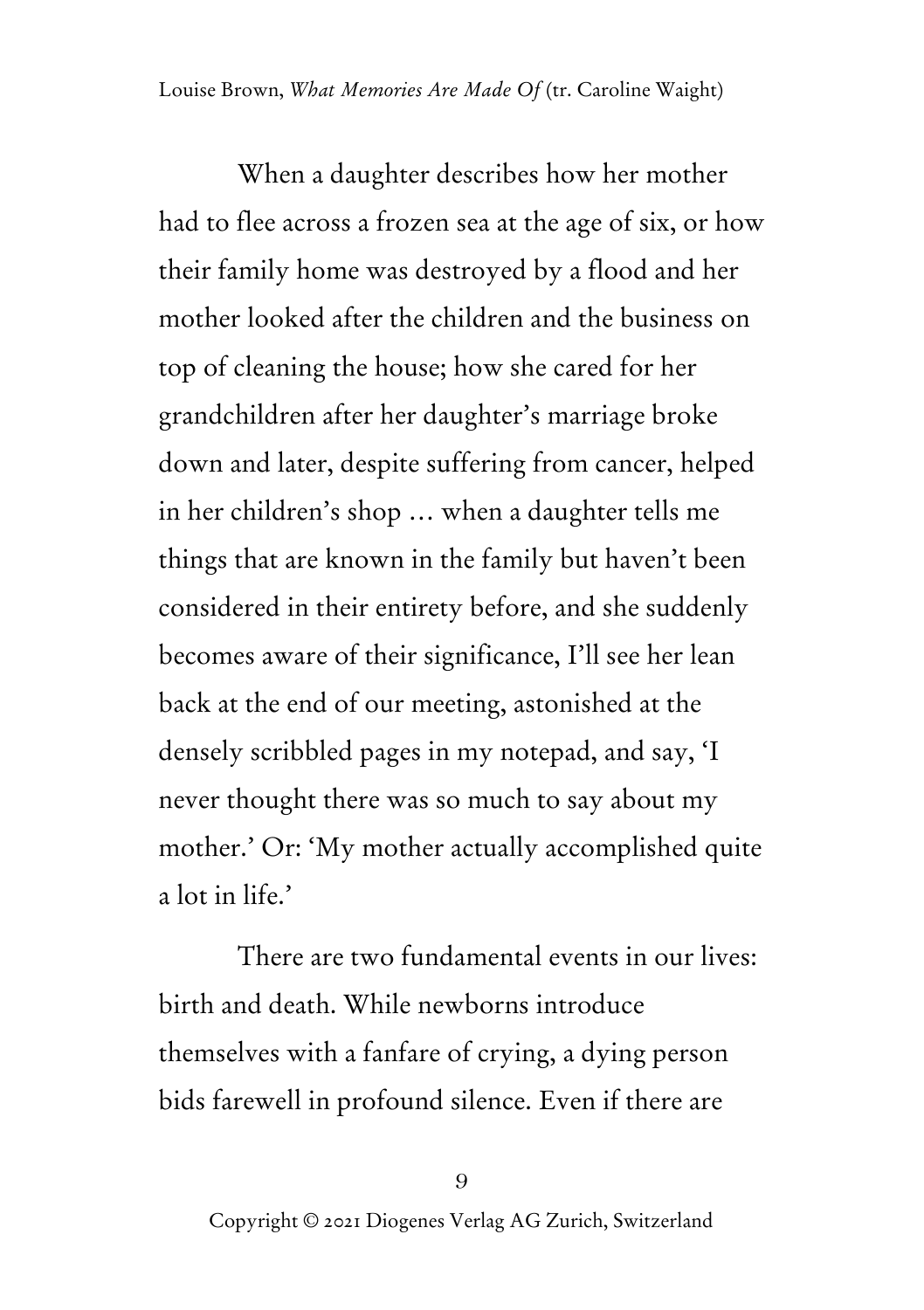When a daughter describes how her mother had to flee across a frozen sea at the age of six, or how their family home was destroyed by a flood and her mother looked after the children and the business on top of cleaning the house; how she cared for her grandchildren after her daughter's marriage broke down and later, despite suffering from cancer, helped in her children's shop … when a daughter tells me things that are known in the family but haven't been considered in their entirety before, and she suddenly becomes aware of their significance, I'll see her lean back at the end of our meeting, astonished at the densely scribbled pages in my notepad, and say, 'I never thought there was so much to say about my mother.' Or: 'My mother actually accomplished quite a lot in life.'

There are two fundamental events in our lives: birth and death. While newborns introduce themselves with a fanfare of crying, a dying person bids farewell in profound silence. Even if there are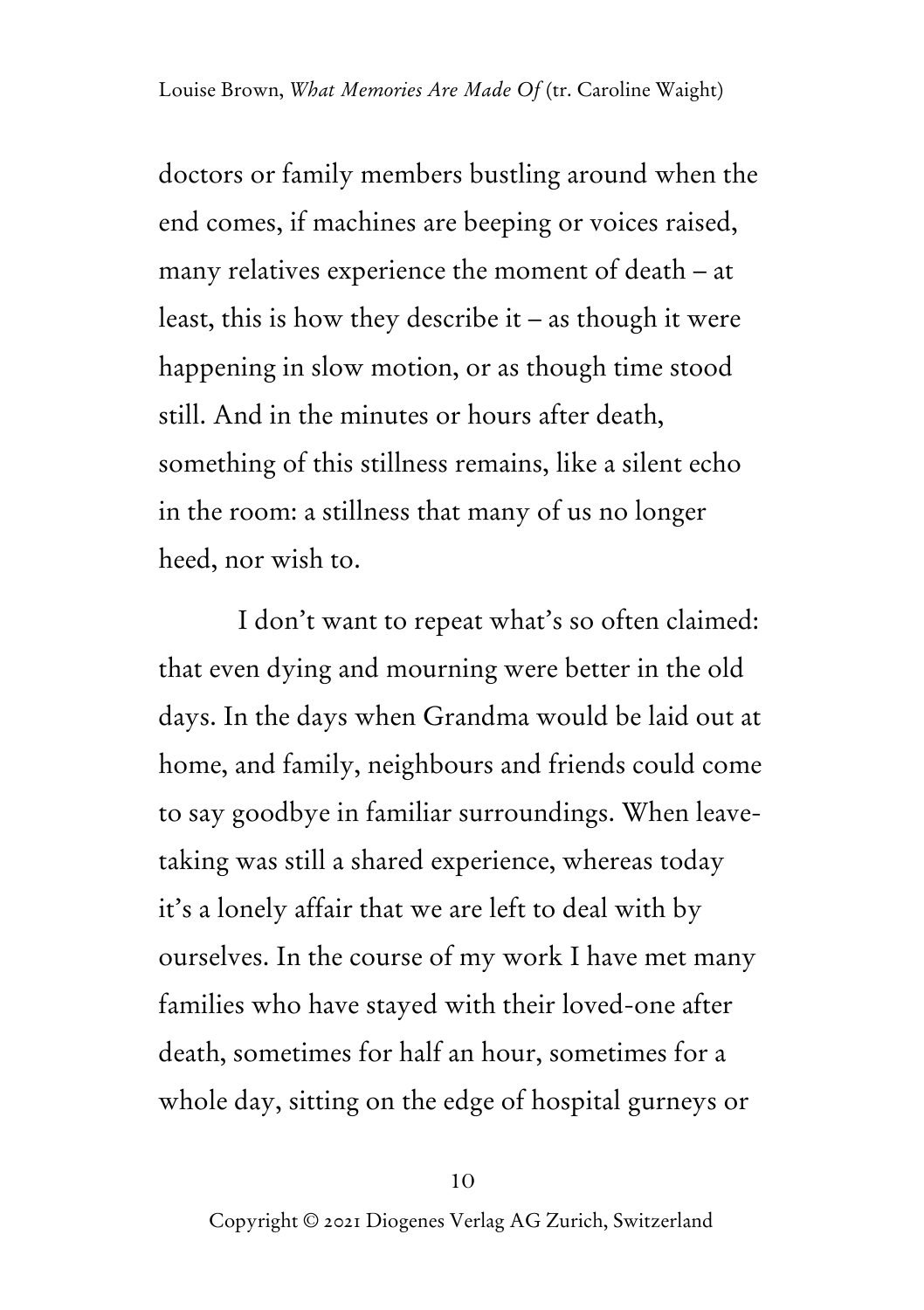doctors or family members bustling around when the end comes, if machines are beeping or voices raised, many relatives experience the moment of death – at least, this is how they describe it – as though it were happening in slow motion, or as though time stood still. And in the minutes or hours after death, something of this stillness remains, like a silent echo in the room: a stillness that many of us no longer heed, nor wish to.

I don't want to repeat what's so often claimed: that even dying and mourning were better in the old days. In the days when Grandma would be laid out at home, and family, neighbours and friends could come to say goodbye in familiar surroundings. When leave-taking was still a shared experience, whereas today it's a lonely affair that we are left to deal with by ourselves. In the course of my work I have met many families who have stayed with their loved-one after death, sometimes for half an hour, sometimes for a whole day, sitting on the edge of hospital gurneys or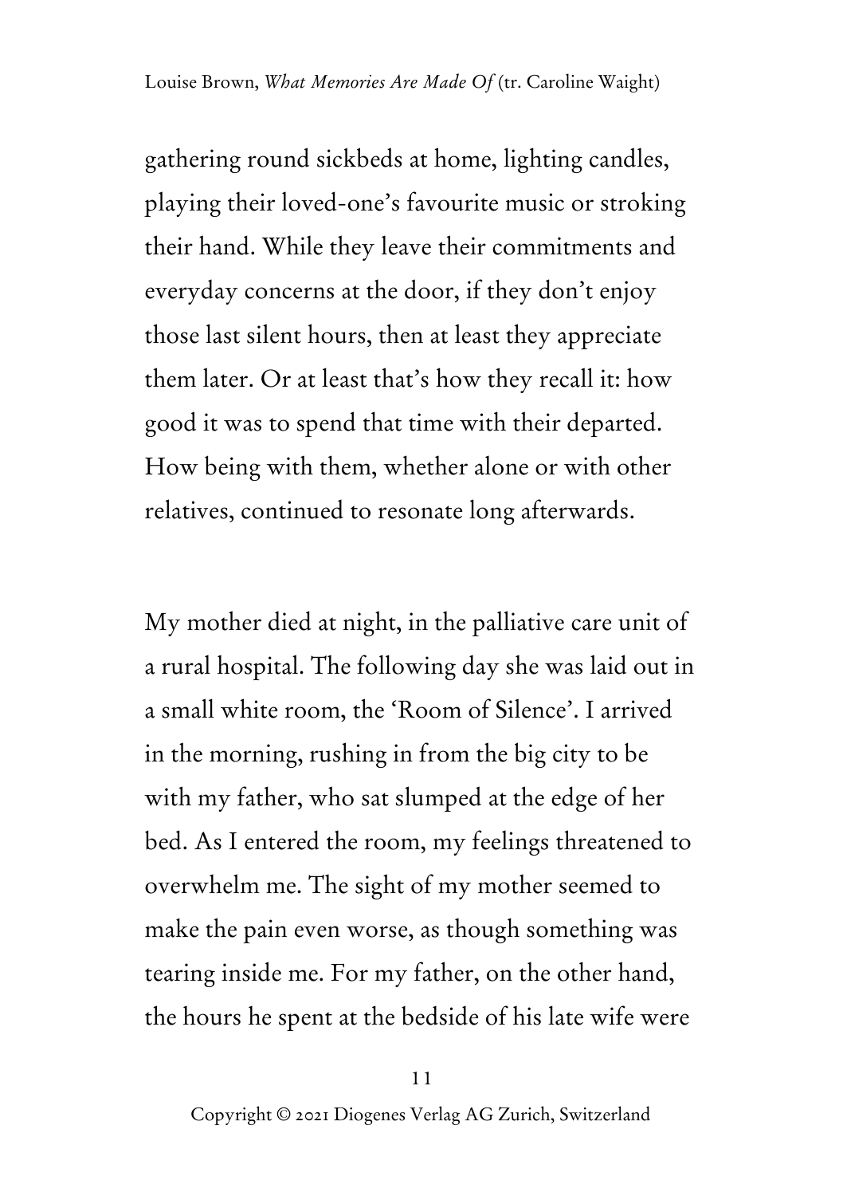gathering round sickbeds at home, lighting candles, playing their loved-one's favourite music or stroking their hand. While they leave their commitments and everyday concerns at the door, if they don't enjoy those last silent hours, then at least they appreciate them later. Or at least that's how they recall it: how good it was to spend that time with their departed. How being with them, whether alone or with other relatives, continued to resonate long afterwards.

My mother died at night, in the palliative care unit of a rural hospital. The following day she was laid out in a small white room, the 'Room of Silence'. I arrived in the morning, rushing in from the big city to be with my father, who sat slumped at the edge of her bed. As I entered the room, my feelings threatened to overwhelm me. The sight of my mother seemed to make the pain even worse, as though something was tearing inside me. For my father, on the other hand, the hours he spent at the bedside of his late wife were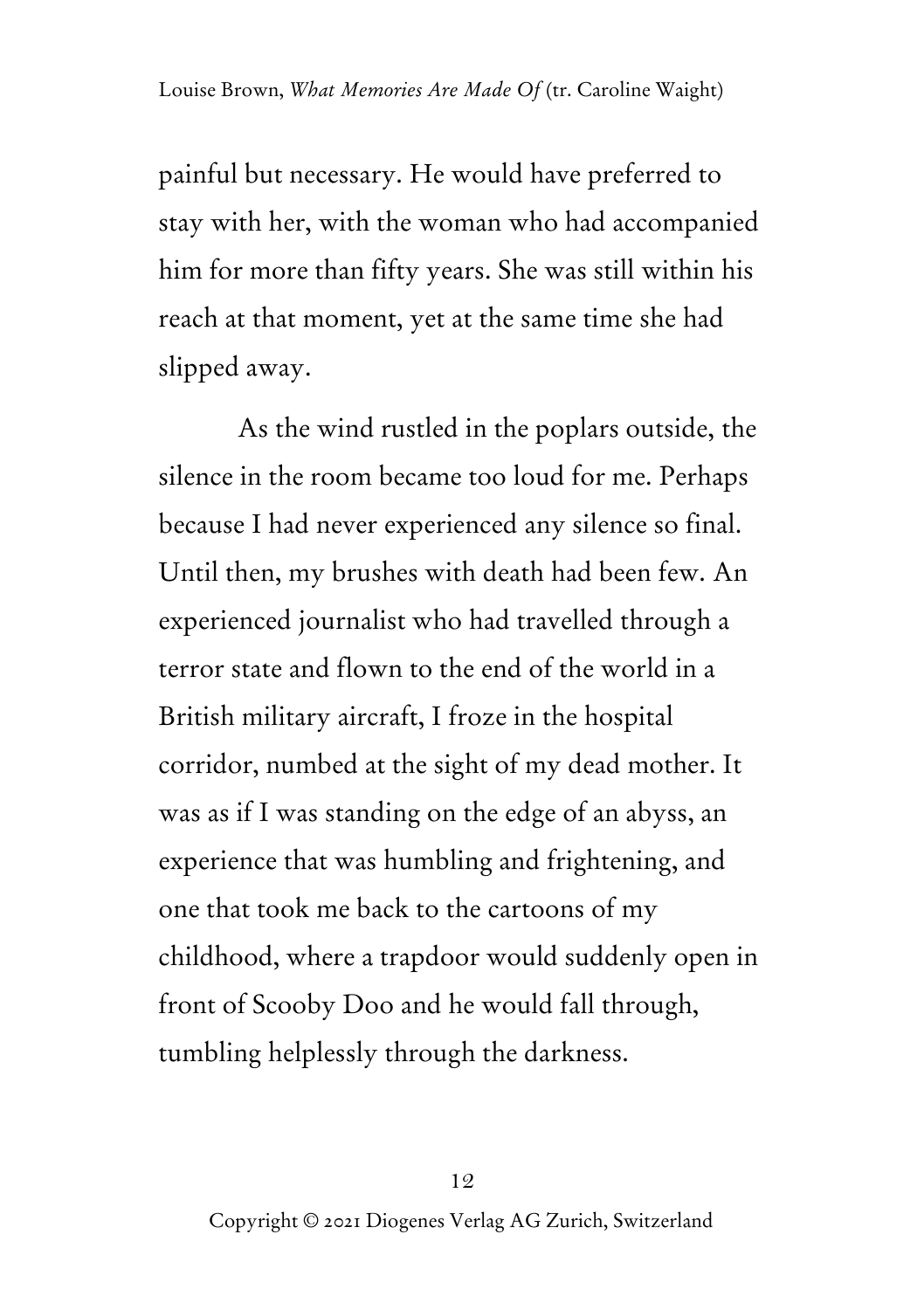painful but necessary. He would have preferred to stay with her, with the woman who had accompanied him for more than fifty years. She was still within his reach at that moment, yet at the same time she had slipped away.

As the wind rustled in the poplars outside, the silence in the room became too loud for me. Perhaps because I had never experienced any silence so final. Until then, my brushes with death had been few. An experienced journalist who had travelled through a terror state and flown to the end of the world in a British military aircraft, I froze in the hospital corridor, numbed at the sight of my dead mother. It was as if I was standing on the edge of an abyss, an experience that was humbling and frightening, and one that took me back to the cartoons of my childhood, where a trapdoor would suddenly open in front of Scooby Doo and he would fall through, tumbling helplessly through the darkness.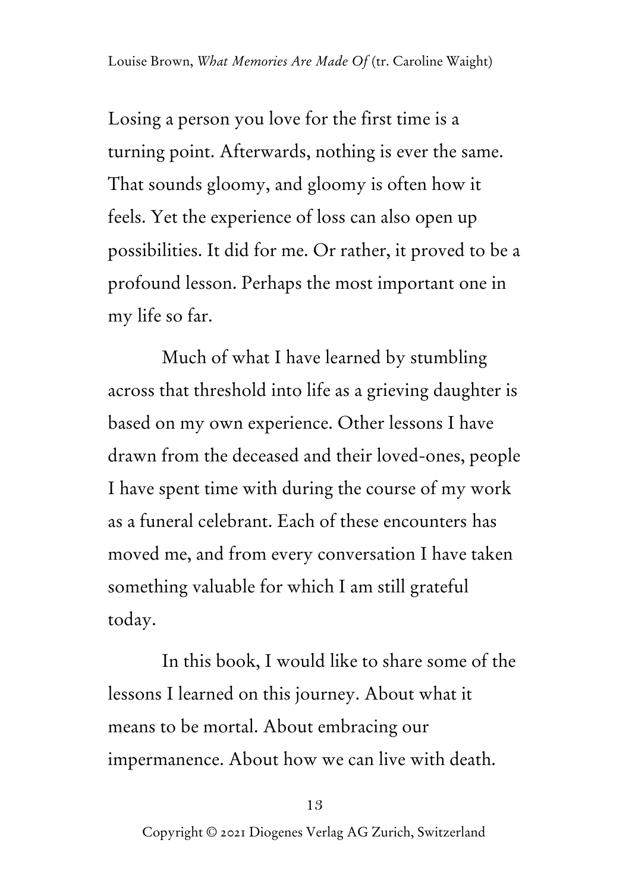Losing a person you love for the first time is a turning point. Afterwards, nothing is ever the same. That sounds gloomy, and gloomy is often how it feels. Yet the experience of loss can also open up possibilities. It did for me. Or rather, it proved to be a profound lesson. Perhaps the most important one in my life so far.

Much of what I have learned by stumbling across that threshold into life as a grieving daughter is based on my own experience. Other lessons I have drawn from the deceased and their loved-ones, people I have spent time with during the course of my work as a funeral celebrant. Each of these encounters has moved me, and from every conversation I have taken something valuable for which I am still grateful today.

In this book, I would like to share some of the lessons I learned on this journey. About what it means to be mortal. About embracing our impermanence. About how we can live with death.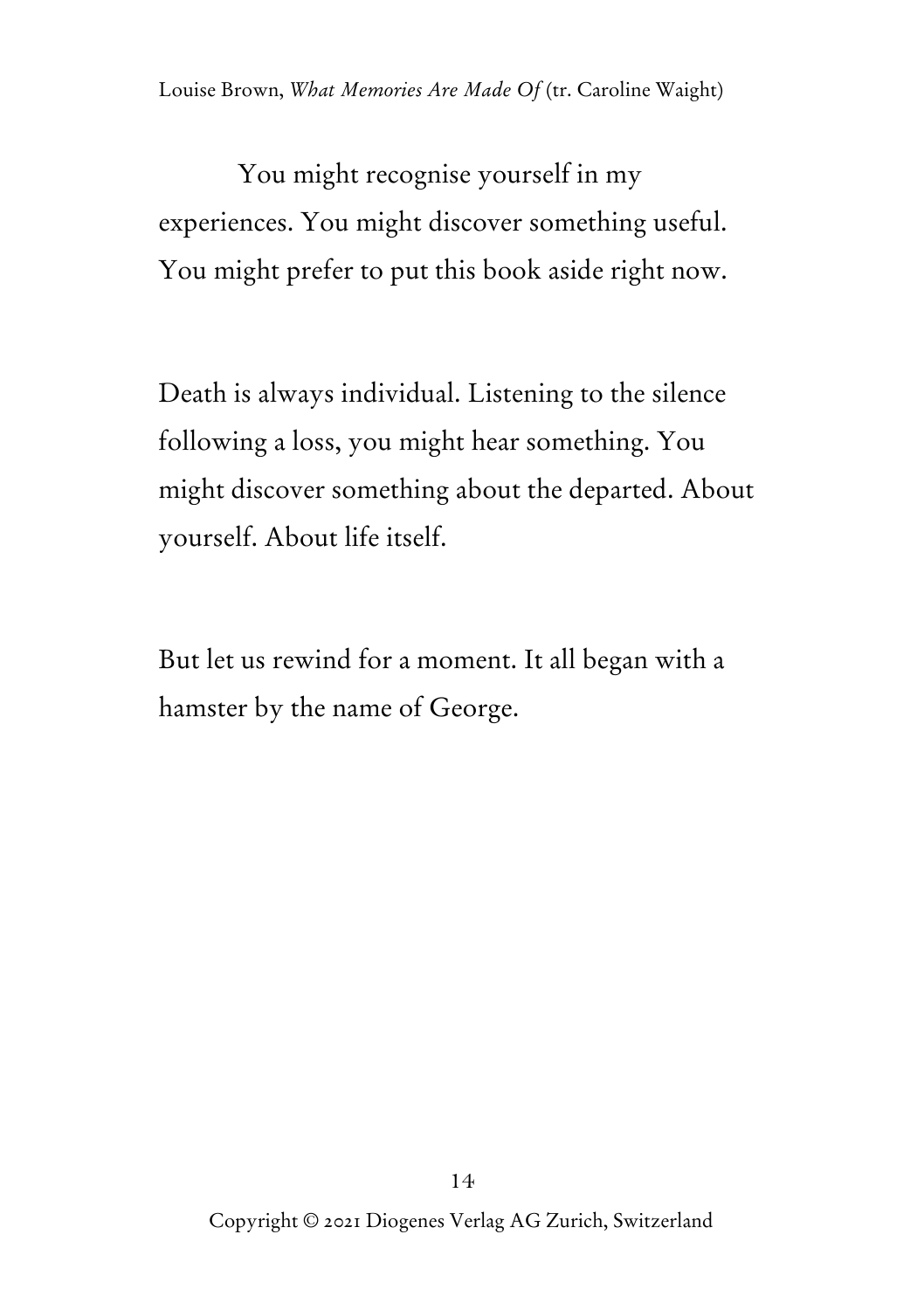You might recognise yourself in my experiences. You might discover something useful. You might prefer to put this book aside right now.

Death is always individual. Listening to the silence following a loss, you might hear something. You might discover something about the departed. About yourself. About life itself.

But let us rewind for a moment. It all began with a hamster by the name of George.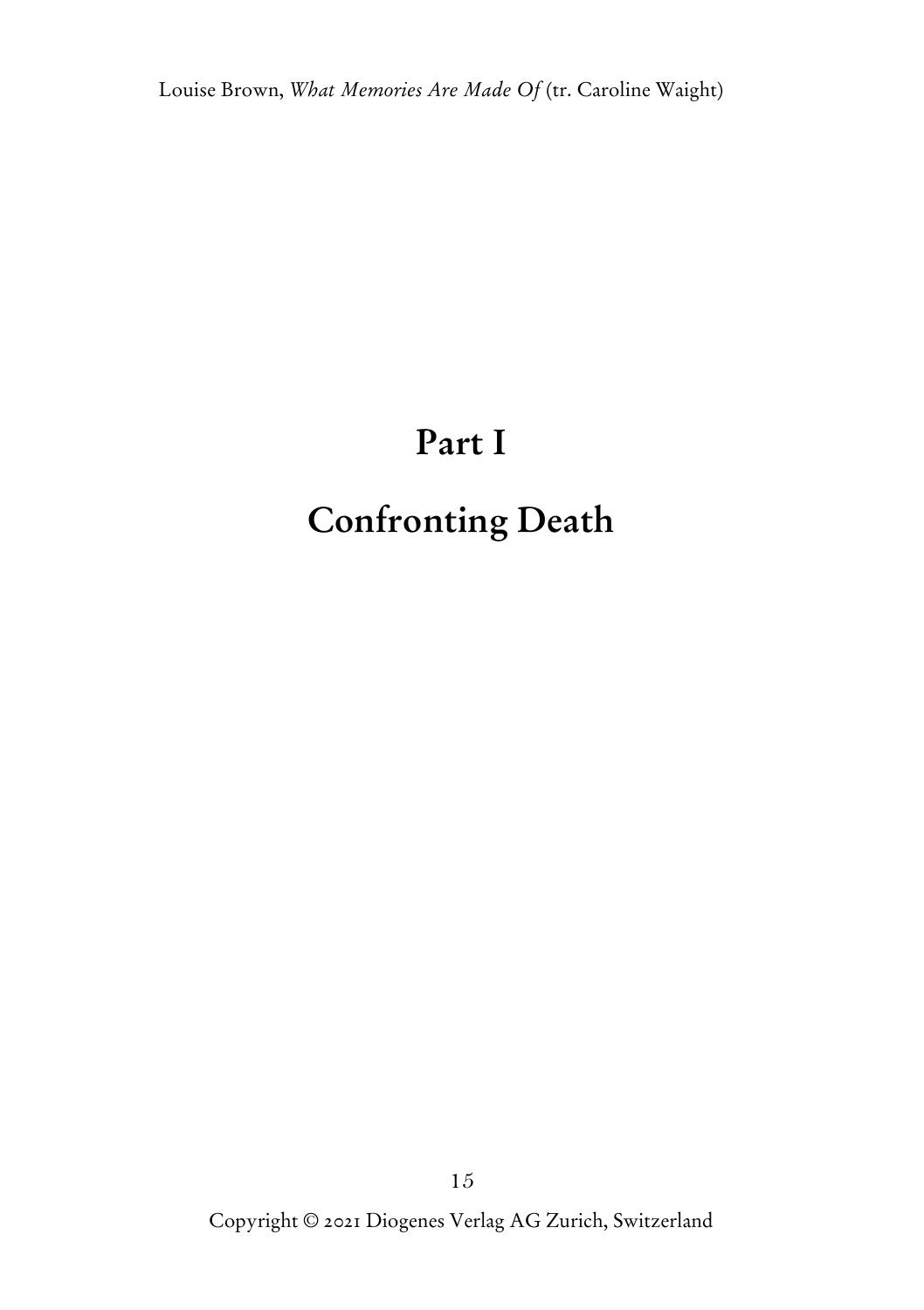# Part I

# Confronting Death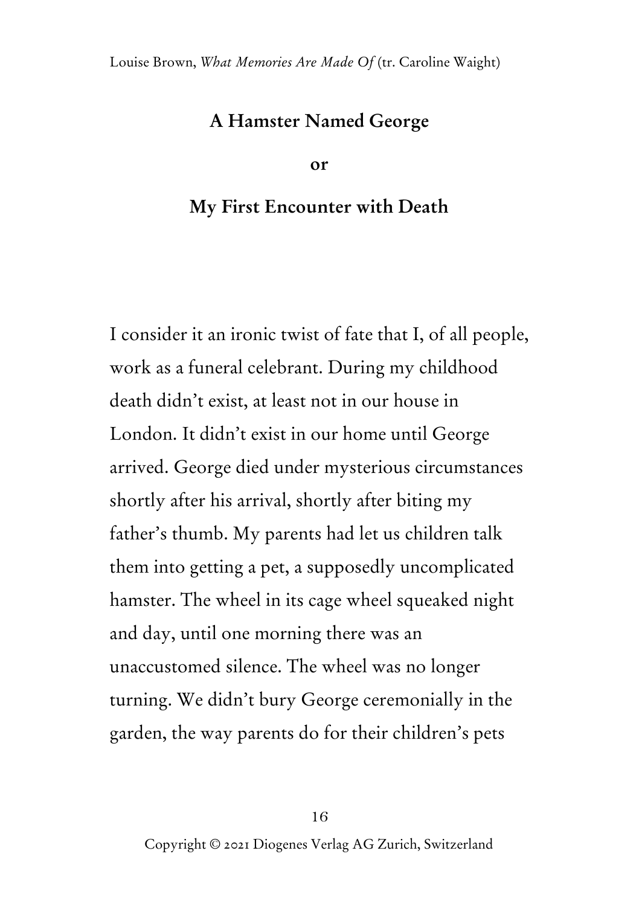## A Hamster Named George

## or

## My First Encounter with Death

I consider it an ironic twist of fate that I, of all people, work as a funeral celebrant. During my childhood death didn't exist, at least not in our house in London. It didn't exist in our home until George arrived. George died under mysterious circumstances shortly after his arrival, shortly after biting my father's thumb. My parents had let us children talk them into getting a pet, a supposedly uncomplicated hamster. The wheel in its cage wheel squeaked night and day, until one morning there was an unaccustomed silence. The wheel was no longer turning. We didn't bury George ceremonially in the garden, the way parents do for their children's pets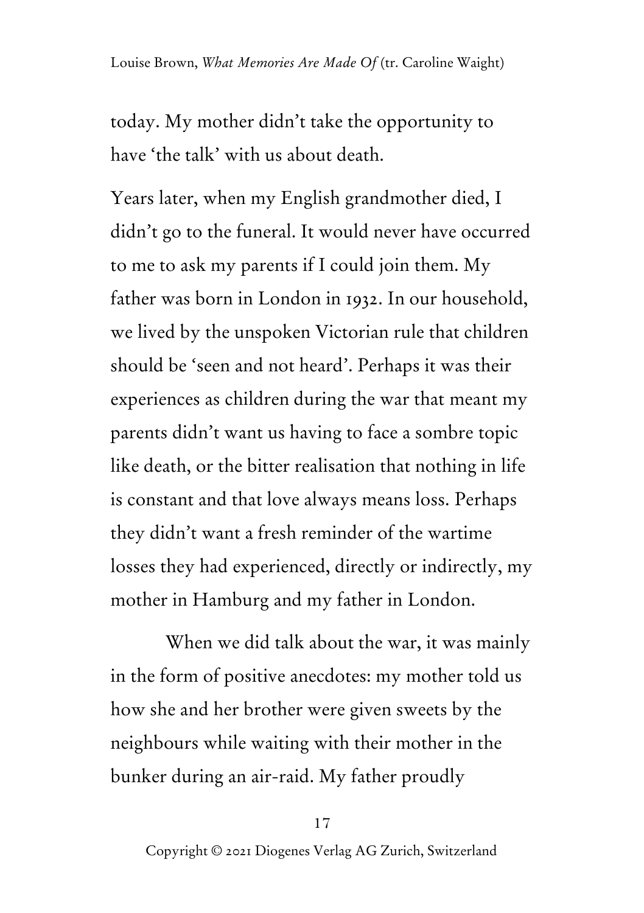today. My mother didn't take the opportunity to have 'the talk' with us about death.

Years later, when my English grandmother died, I didn't go to the funeral. It would never have occurred to me to ask my parents if I could join them. My father was born in London in 1932. In our household, we lived by the unspoken Victorian rule that children should be 'seen and not heard'. Perhaps it was their experiences as children during the war that meant my parents didn't want us having to face a sombre topic like death, or the bitter realisation that nothing in life is constant and that love always means loss. Perhaps they didn't want a fresh reminder of the wartime losses they had experienced, directly or indirectly, my mother in Hamburg and my father in London.

When we did talk about the war, it was mainly in the form of positive anecdotes: my mother told us how she and her brother were given sweets by the neighbours while waiting with their mother in the bunker during an air-raid. My father proudly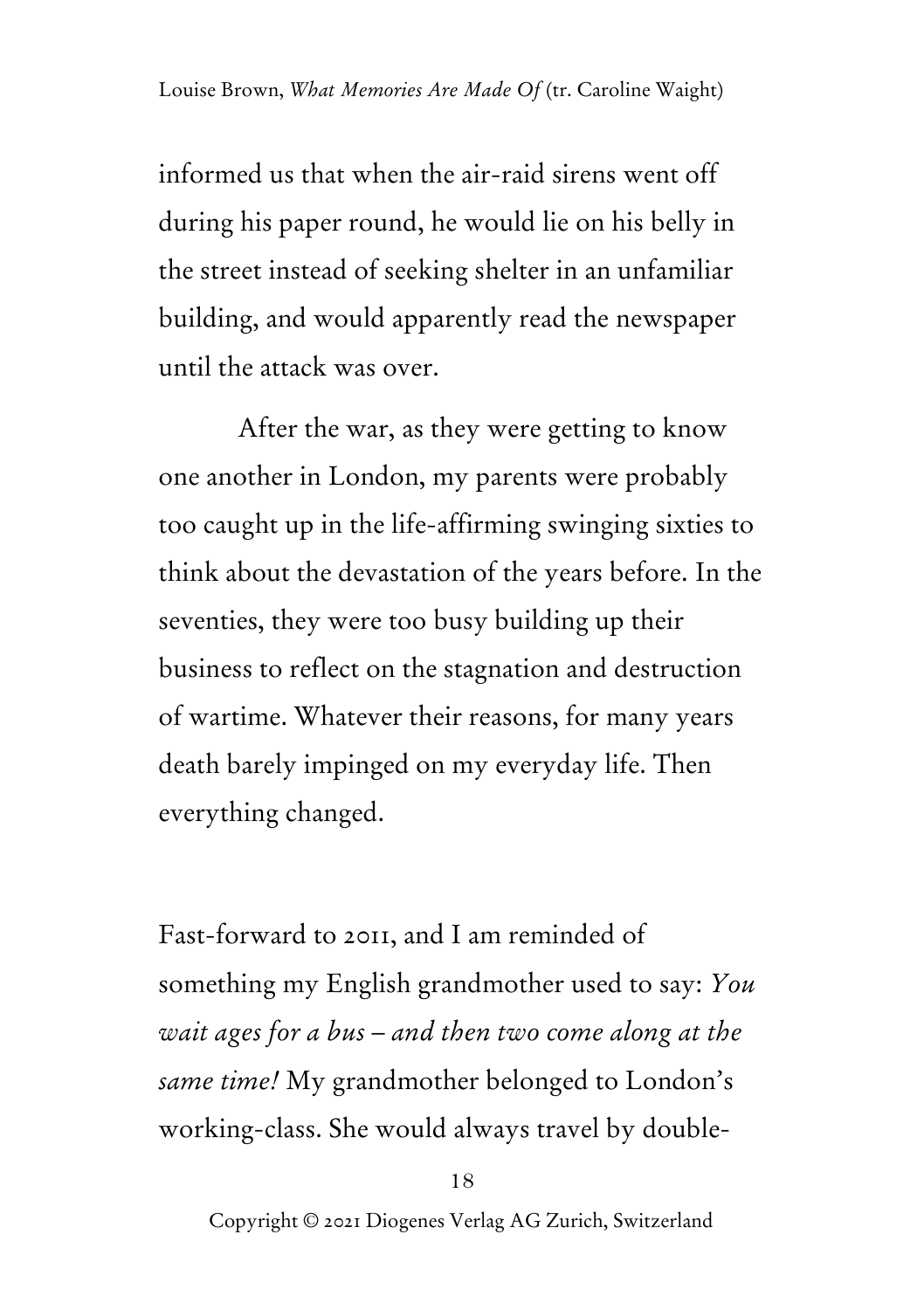informed us that when the air-raid sirens went off during his paper round, he would lie on his belly in the street instead of seeking shelter in an unfamiliar building, and would apparently read the newspaper until the attack was over.

After the war, as they were getting to know one another in London, my parents were probably too caught up in the life-affirming swinging sixties to think about the devastation of the years before. In the seventies, they were too busy building up their business to reflect on the stagnation and destruction of wartime. Whatever their reasons, for many years death barely impinged on my everyday life. Then everything changed.

Fast-forward to 2011, and I am reminded of something my English grandmother used to say: *You wait ages for a bus – and then two come along at the same time!* My grandmother belonged to London's working-class. She would always travel by double-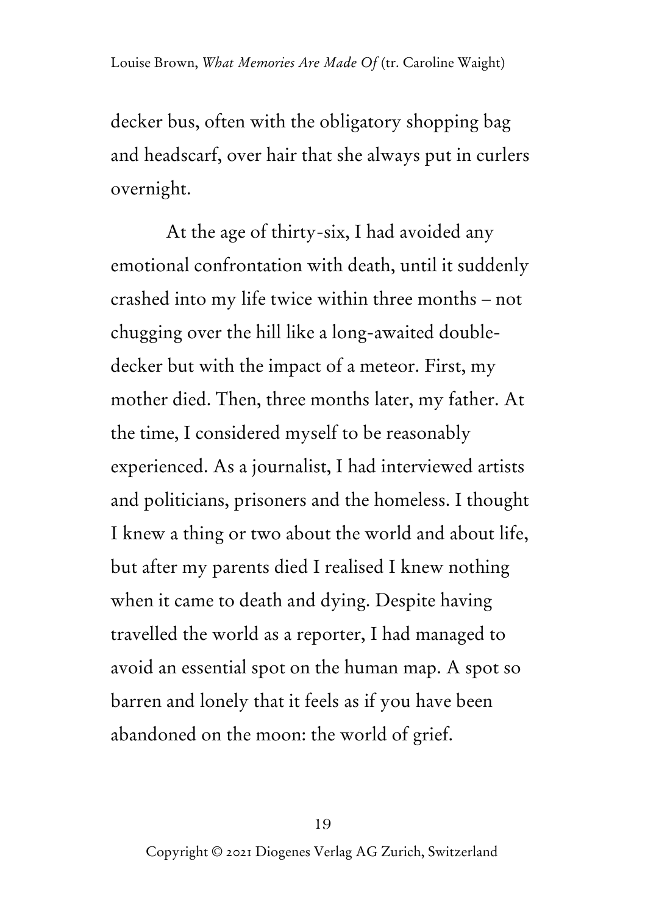decker bus, often with the obligatory shopping bag and headscarf, over hair that she always put in curlers overnight.

At the age of thirty-six, I had avoided any emotional confrontation with death, until it suddenly crashed into my life twice within three months – not chugging over the hill like a long-awaited double-decker but with the impact of a meteor. First, my mother died. Then, three months later, my father. At the time, I considered myself to be reasonably experienced. As a journalist, I had interviewed artists and politicians, prisoners and the homeless. I thought I knew a thing or two about the world and about life, but after my parents died I realised I knew nothing when it came to death and dying. Despite having travelled the world as a reporter, I had managed to avoid an essential spot on the human map. A spot so barren and lonely that it feels as if you have been abandoned on the moon: the world of grief.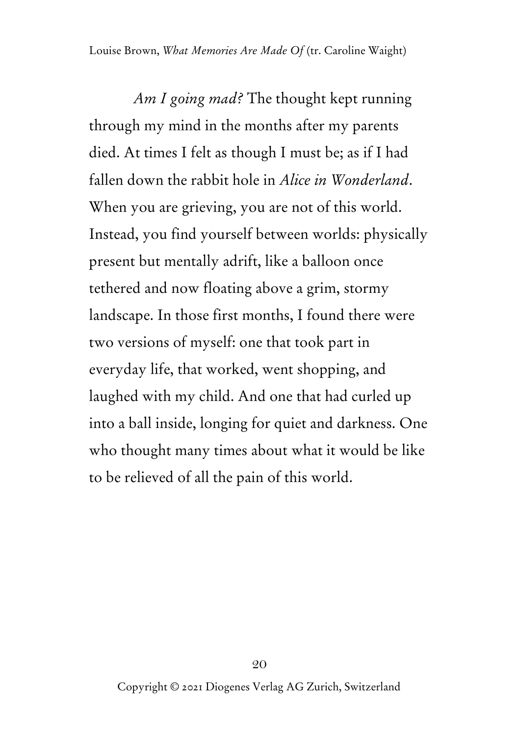*Am I going mad?* The thought kept running through my mind in the months after my parents died. At times I felt as though I must be; as if I had fallen down the rabbit hole in *Alice in Wonderland*. When you are grieving, you are not of this world. Instead, you find yourself between worlds: physically present but mentally adrift, like a balloon once tethered and now floating above a grim, stormy landscape. In those first months, I found there were two versions of myself: one that took part in everyday life, that worked, went shopping, and laughed with my child. And one that had curled up into a ball inside, longing for quiet and darkness. One who thought many times about what it would be like to be relieved of all the pain of this world.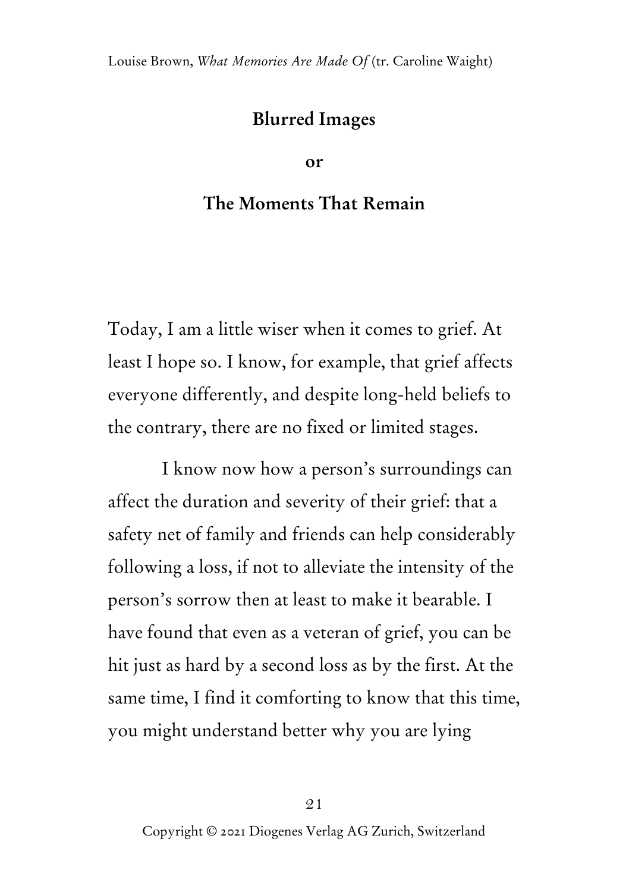## Blurred Images

## or

## The Moments That Remain

Today, I am a little wiser when it comes to grief. At least I hope so. I know, for example, that grief affects everyone differently, and despite long-held beliefs to the contrary, there are no fixed or limited stages.

I know now how a person's surroundings can affect the duration and severity of their grief: that a safety net of family and friends can help considerably following a loss, if not to alleviate the intensity of the person's sorrow then at least to make it bearable. I have found that even as a veteran of grief, you can be hit just as hard by a second loss as by the first. At the same time, I find it comforting to know that this time, you might understand better why you are lying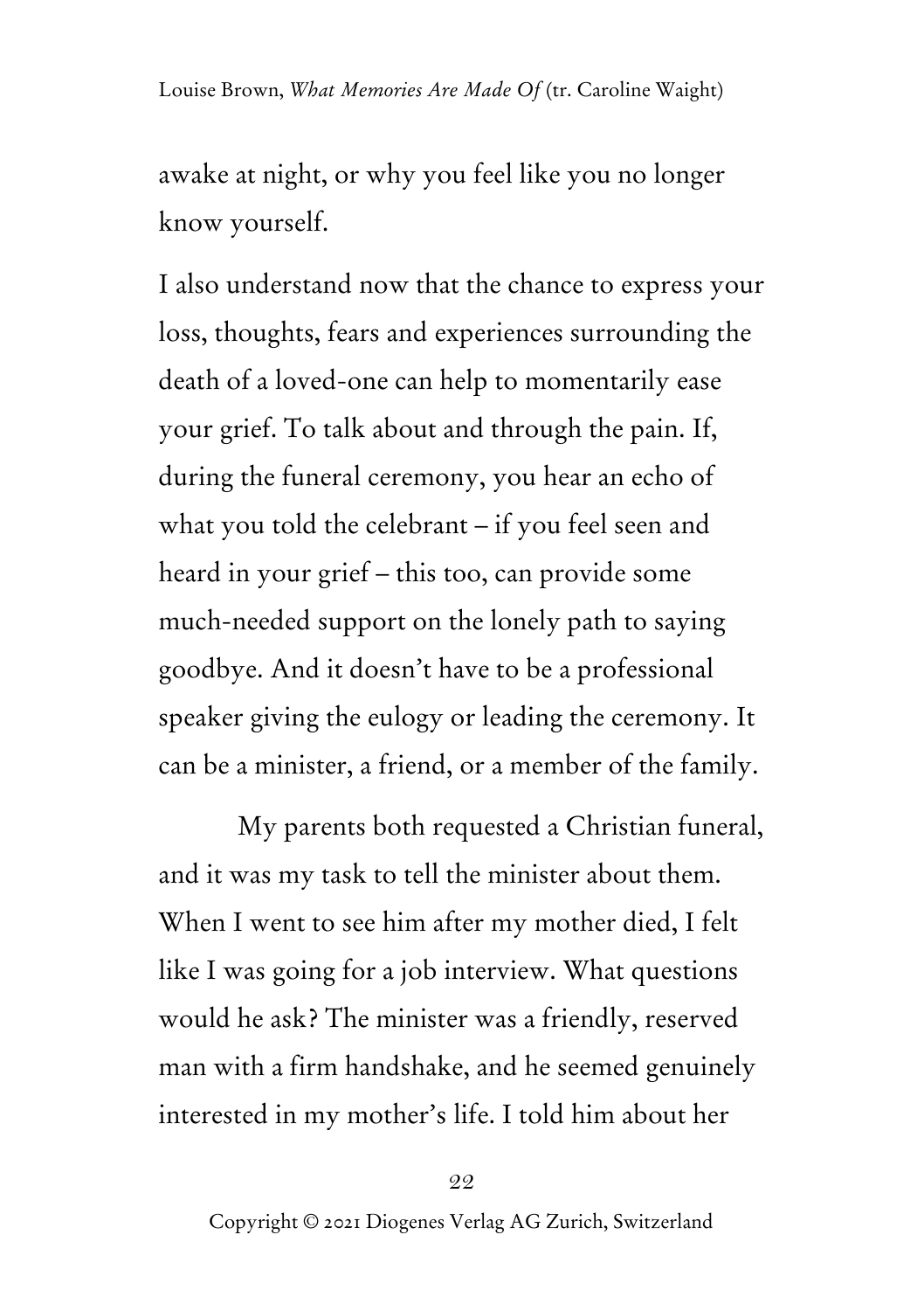awake at night, or why you feel like you no longer know yourself.

I also understand now that the chance to express your loss, thoughts, fears and experiences surrounding the death of a loved-one can help to momentarily ease your grief. To talk about and through the pain. If, during the funeral ceremony, you hear an echo of what you told the celebrant – if you feel seen and heard in your grief – this too, can provide some much-needed support on the lonely path to saying goodbye. And it doesn't have to be a professional speaker giving the eulogy or leading the ceremony. It can be a minister, a friend, or a member of the family.

My parents both requested a Christian funeral, and it was my task to tell the minister about them. When I went to see him after my mother died, I felt like I was going for a job interview. What questions would he ask? The minister was a friendly, reserved man with a firm handshake, and he seemed genuinely interested in my mother's life. I told him about her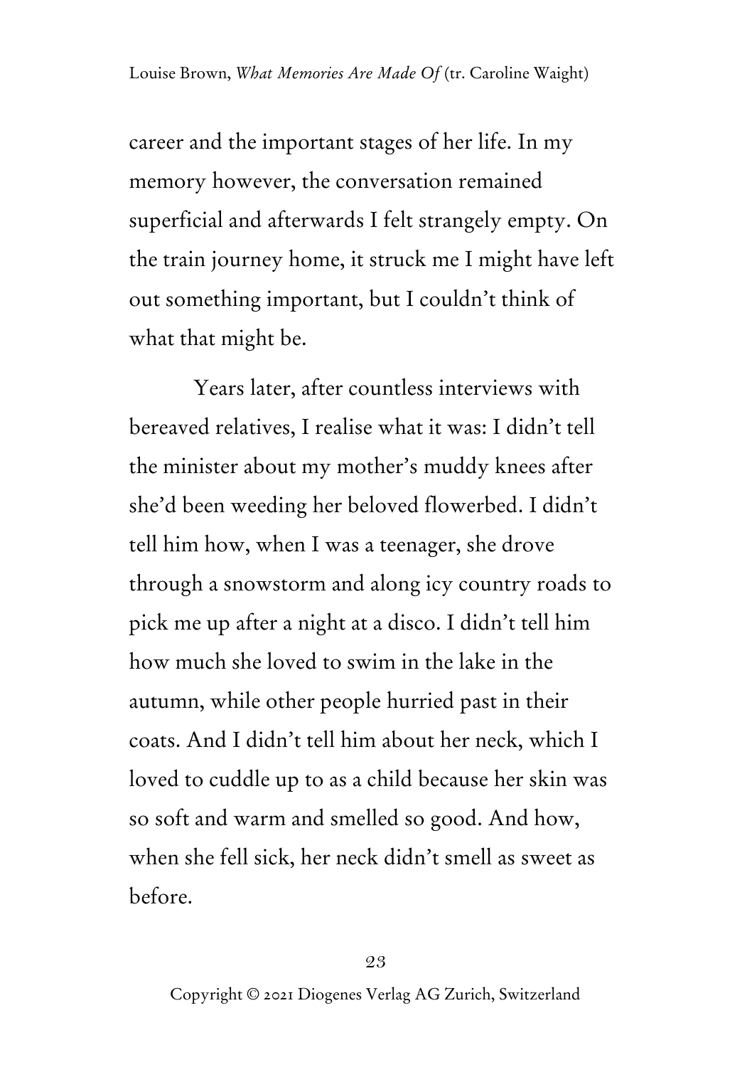career and the important stages of her life. In my memory however, the conversation remained superficial and afterwards I felt strangely empty. On the train journey home, it struck me I might have left out something important, but I couldn't think of what that might be.

Years later, after countless interviews with bereaved relatives, I realise what it was: I didn't tell the minister about my mother's muddy knees after she'd been weeding her beloved flowerbed. I didn't tell him how, when I was a teenager, she drove through a snowstorm and along icy country roads to pick me up after a night at a disco. I didn't tell him how much she loved to swim in the lake in the autumn, while other people hurried past in their coats. And I didn't tell him about her neck, which I loved to cuddle up to as a child because her skin was so soft and warm and smelled so good. And how, when she fell sick, her neck didn't smell as sweet as before.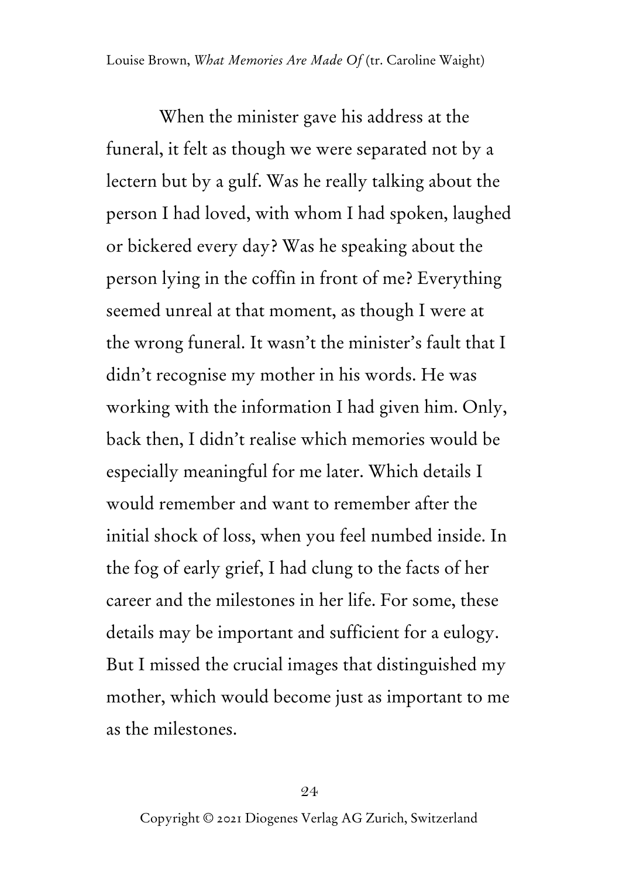When the minister gave his address at the funeral, it felt as though we were separated not by a lectern but by a gulf. Was he really talking about the person I had loved, with whom I had spoken, laughed or bickered every day? Was he speaking about the person lying in the coffin in front of me? Everything seemed unreal at that moment, as though I were at the wrong funeral. It wasn't the minister's fault that I didn't recognise my mother in his words. He was working with the information I had given him. Only, back then, I didn't realise which memories would be especially meaningful for me later. Which details I would remember and want to remember after the initial shock of loss, when you feel numbed inside. In the fog of early grief, I had clung to the facts of her career and the milestones in her life. For some, these details may be important and sufficient for a eulogy. But I missed the crucial images that distinguished my mother, which would become just as important to me as the milestones.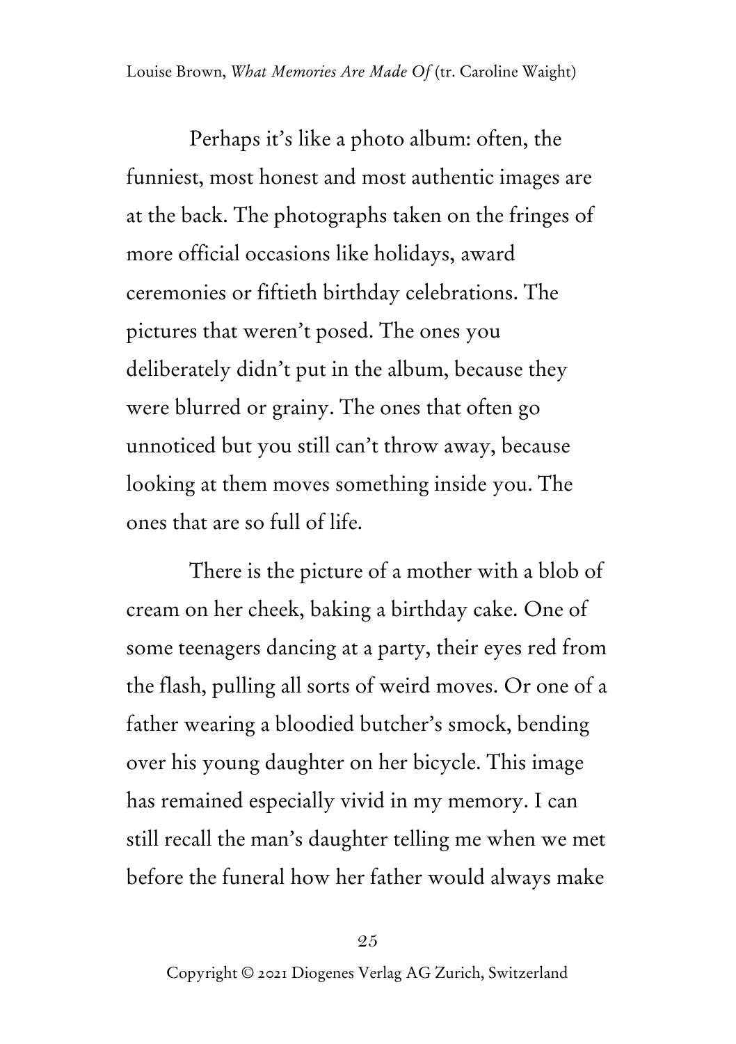Perhaps it's like a photo album: often, the funniest, most honest and most authentic images are at the back. The photographs taken on the fringes of more official occasions like holidays, award ceremonies or fiftieth birthday celebrations. The pictures that weren't posed. The ones you deliberately didn't put in the album, because they were blurred or grainy. The ones that often go unnoticed but you still can't throw away, because looking at them moves something inside you. The ones that are so full of life.

There is the picture of a mother with a blob of cream on her cheek, baking a birthday cake. One of some teenagers dancing at a party, their eyes red from the flash, pulling all sorts of weird moves. Or one of a father wearing a bloodied butcher's smock, bending over his young daughter on her bicycle. This image has remained especially vivid in my memory. I can still recall the man's daughter telling me when we met before the funeral how her father would always make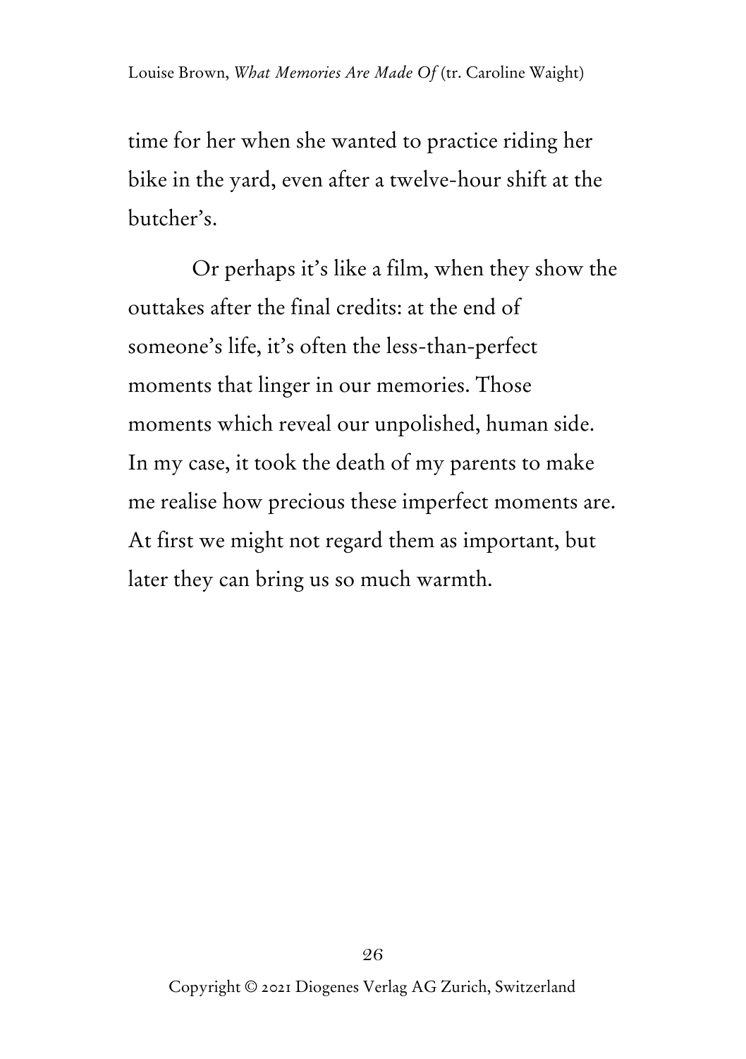time for her when she wanted to practice riding her bike in the yard, even after a twelve-hour shift at the butcher's.

Or perhaps it's like a film, when they show the outtakes after the final credits: at the end of someone's life, it's often the less-than-perfect moments that linger in our memories. Those moments which reveal our unpolished, human side. In my case, it took the death of my parents to make me realise how precious these imperfect moments are. At first we might not regard them as important, but later they can bring us so much warmth.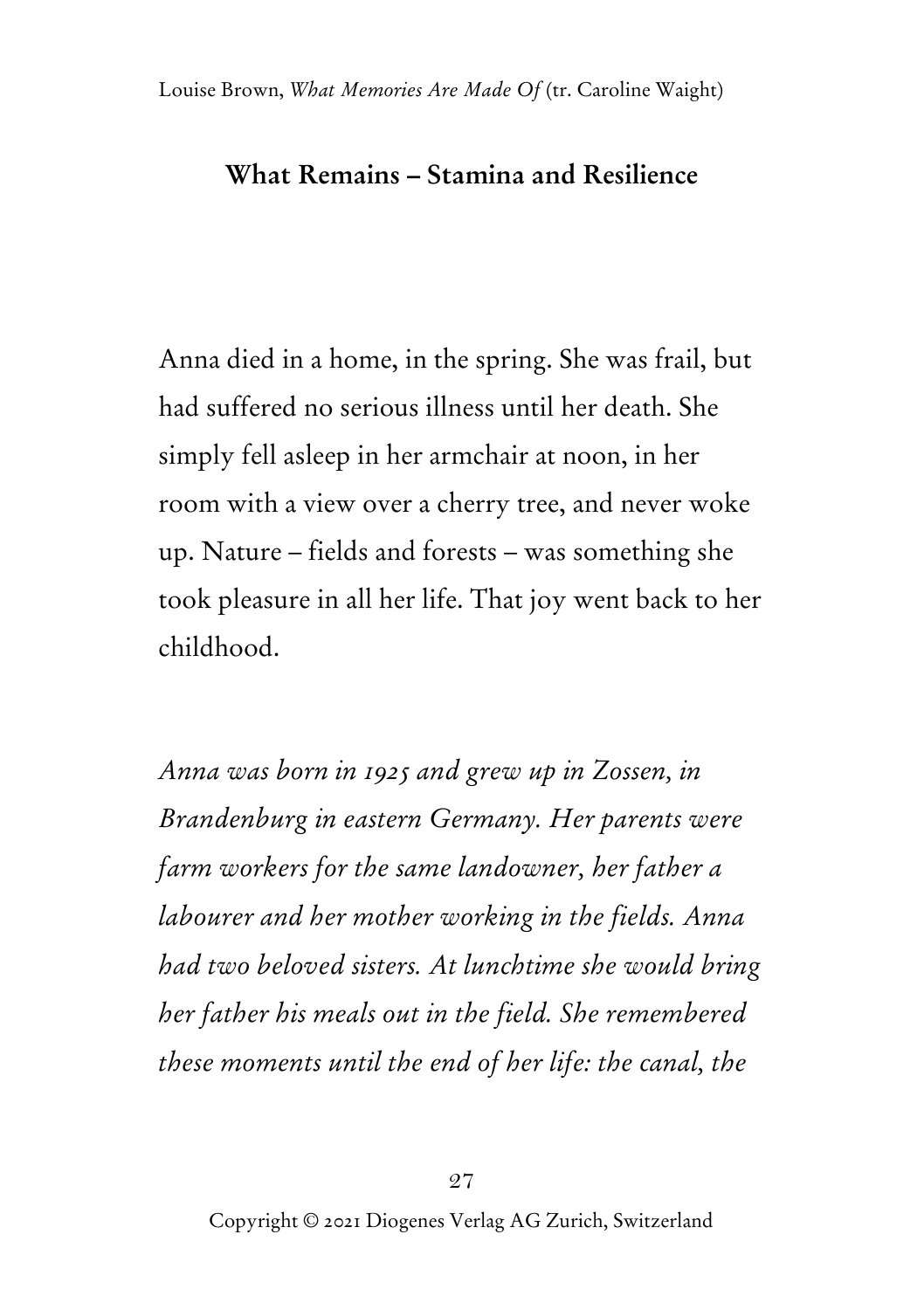## What Remains – Stamina and Resilience

Anna died in a home, in the spring. She was frail, but had suffered no serious illness until her death. She simply fell asleep in her armchair at noon, in her room with a view over a cherry tree, and never woke up. Nature – fields and forests – was something she took pleasure in all her life. That joy went back to her childhood.

*Anna was born in 1925 and grew up in Zossen, in Brandenburg in eastern Germany. Her parents were farm workers for the same landowner, her father a labourer and her mother working in the fields. Anna had two beloved sisters. At lunchtime she would bring her father his meals out in the field. She remembered these moments until the end of her life: the canal, the*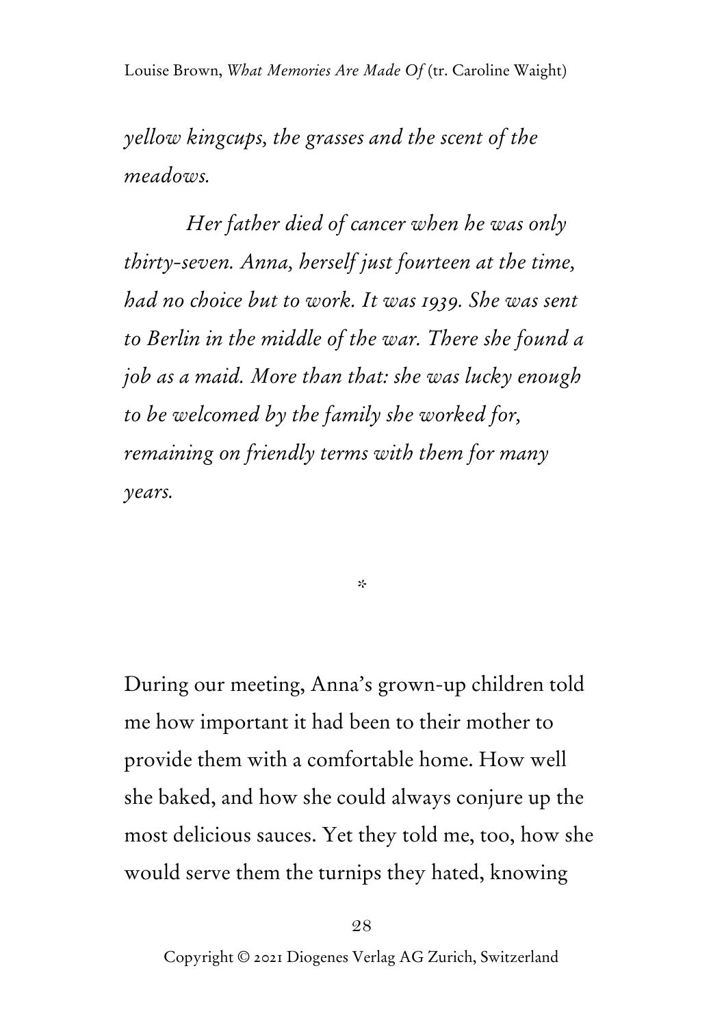*yellow kingcups, the grasses and the scent of the meadows.*

*Her father died of cancer when he was only thirty-seven. Anna, herself just fourteen at the time, had no choice but to work. It was 1939. She was sent to Berlin in the middle of the war. There she found a job as a maid. More than that: she was lucky enough to be welcomed by the family she worked for, remaining on friendly terms with them for many years.*

*

During our meeting, Anna's grown-up children told me how important it had been to their mother to provide them with a comfortable home. How well she baked, and how she could always conjure up the most delicious sauces. Yet they told me, too, how she would serve them the turnips they hated, knowing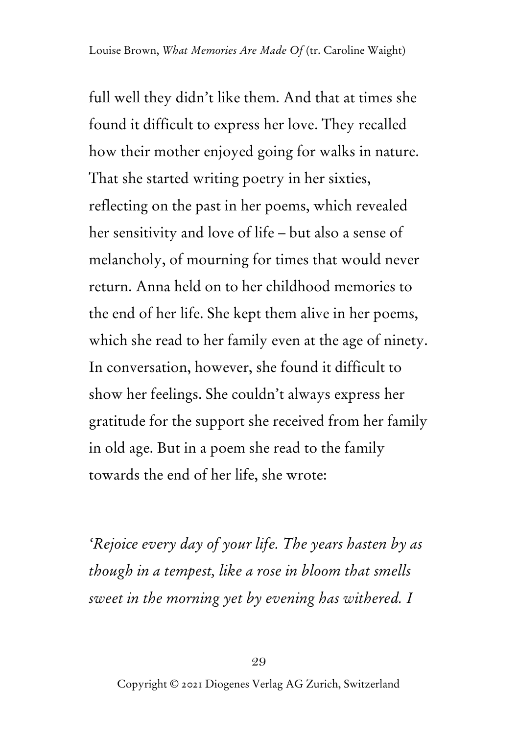full well they didn't like them. And that at times she found it difficult to express her love. They recalled how their mother enjoyed going for walks in nature. That she started writing poetry in her sixties, reflecting on the past in her poems, which revealed her sensitivity and love of life – but also a sense of melancholy, of mourning for times that would never return. Anna held on to her childhood memories to the end of her life. She kept them alive in her poems, which she read to her family even at the age of ninety. In conversation, however, she found it difficult to show her feelings. She couldn't always express her gratitude for the support she received from her family in old age. But in a poem she read to the family towards the end of her life, she wrote:

*'Rejoice every day of your life. The years hasten by as though in a tempest, like a rose in bloom that smells sweet in the morning yet by evening has withered. I*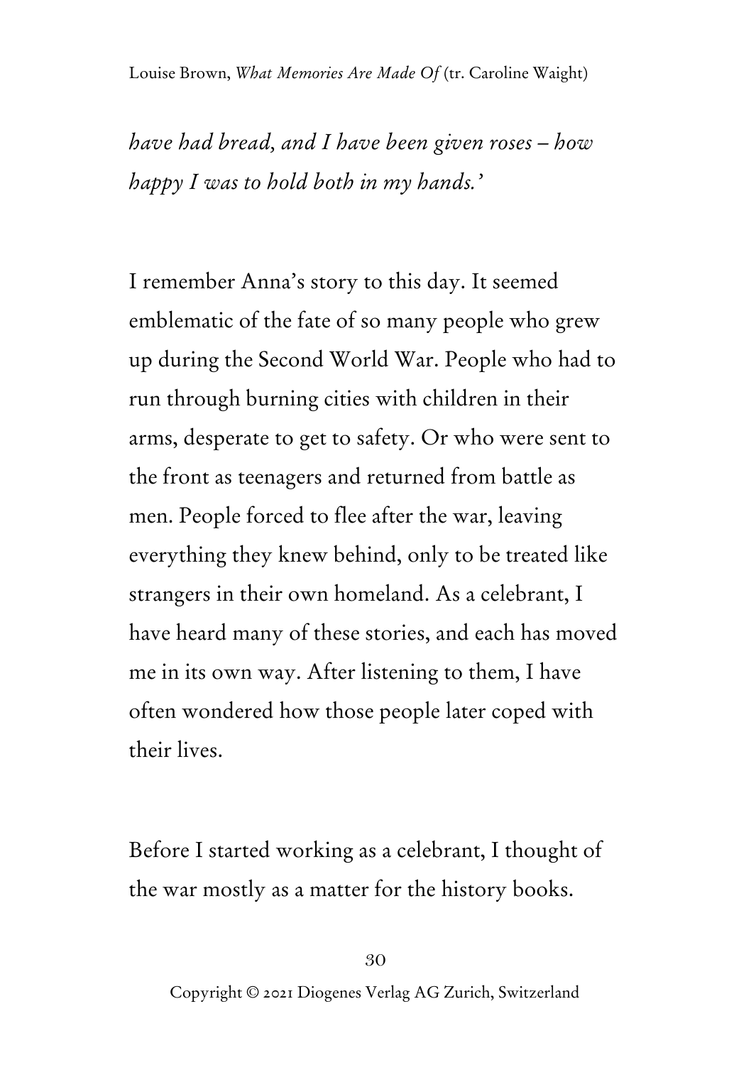*have had bread, and I have been given roses – how happy I was to hold both in my hands.'*

I remember Anna's story to this day. It seemed emblematic of the fate of so many people who grew up during the Second World War. People who had to run through burning cities with children in their arms, desperate to get to safety. Or who were sent to the front as teenagers and returned from battle as men. People forced to flee after the war, leaving everything they knew behind, only to be treated like strangers in their own homeland. As a celebrant, I have heard many of these stories, and each has moved me in its own way. After listening to them, I have often wondered how those people later coped with their lives.

Before I started working as a celebrant, I thought of the war mostly as a matter for the history books.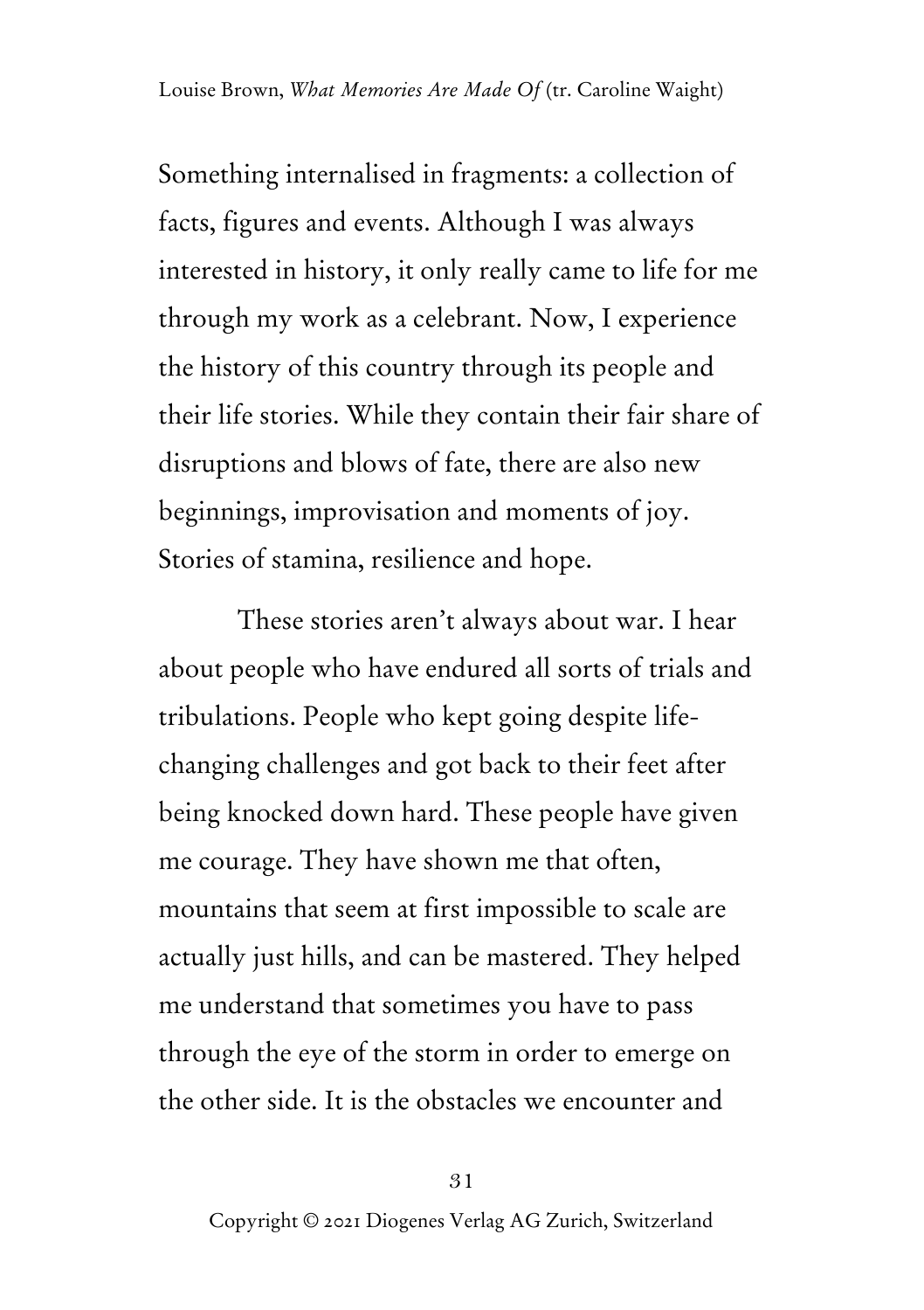Something internalised in fragments: a collection of facts, figures and events. Although I was always interested in history, it only really came to life for me through my work as a celebrant. Now, I experience the history of this country through its people and their life stories. While they contain their fair share of disruptions and blows of fate, there are also new beginnings, improvisation and moments of joy. Stories of stamina, resilience and hope.

These stories aren't always about war. I hear about people who have endured all sorts of trials and tribulations. People who kept going despite life-changing challenges and got back to their feet after being knocked down hard. These people have given me courage. They have shown me that often, mountains that seem at first impossible to scale are actually just hills, and can be mastered. They helped me understand that sometimes you have to pass through the eye of the storm in order to emerge on the other side. It is the obstacles we encounter and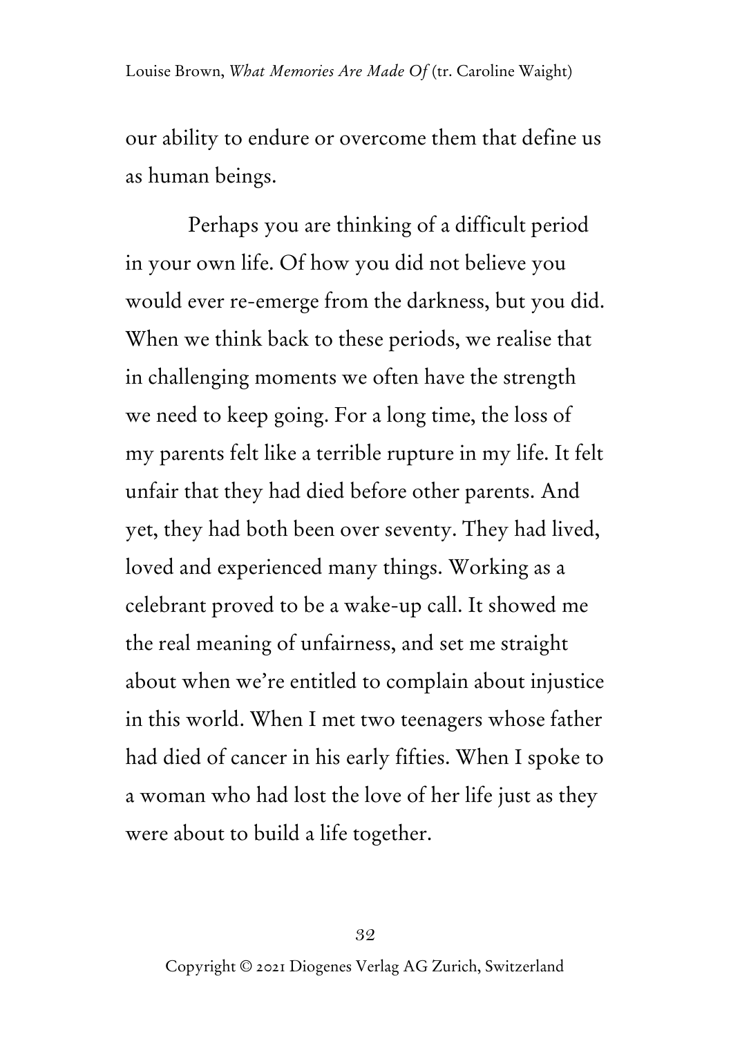our ability to endure or overcome them that define us as human beings.

Perhaps you are thinking of a difficult period in your own life. Of how you did not believe you would ever re-emerge from the darkness, but you did. When we think back to these periods, we realise that in challenging moments we often have the strength we need to keep going. For a long time, the loss of my parents felt like a terrible rupture in my life. It felt unfair that they had died before other parents. And yet, they had both been over seventy. They had lived, loved and experienced many things. Working as a celebrant proved to be a wake-up call. It showed me the real meaning of unfairness, and set me straight about when we're entitled to complain about injustice in this world. When I met two teenagers whose father had died of cancer in his early fifties. When I spoke to a woman who had lost the love of her life just as they were about to build a life together.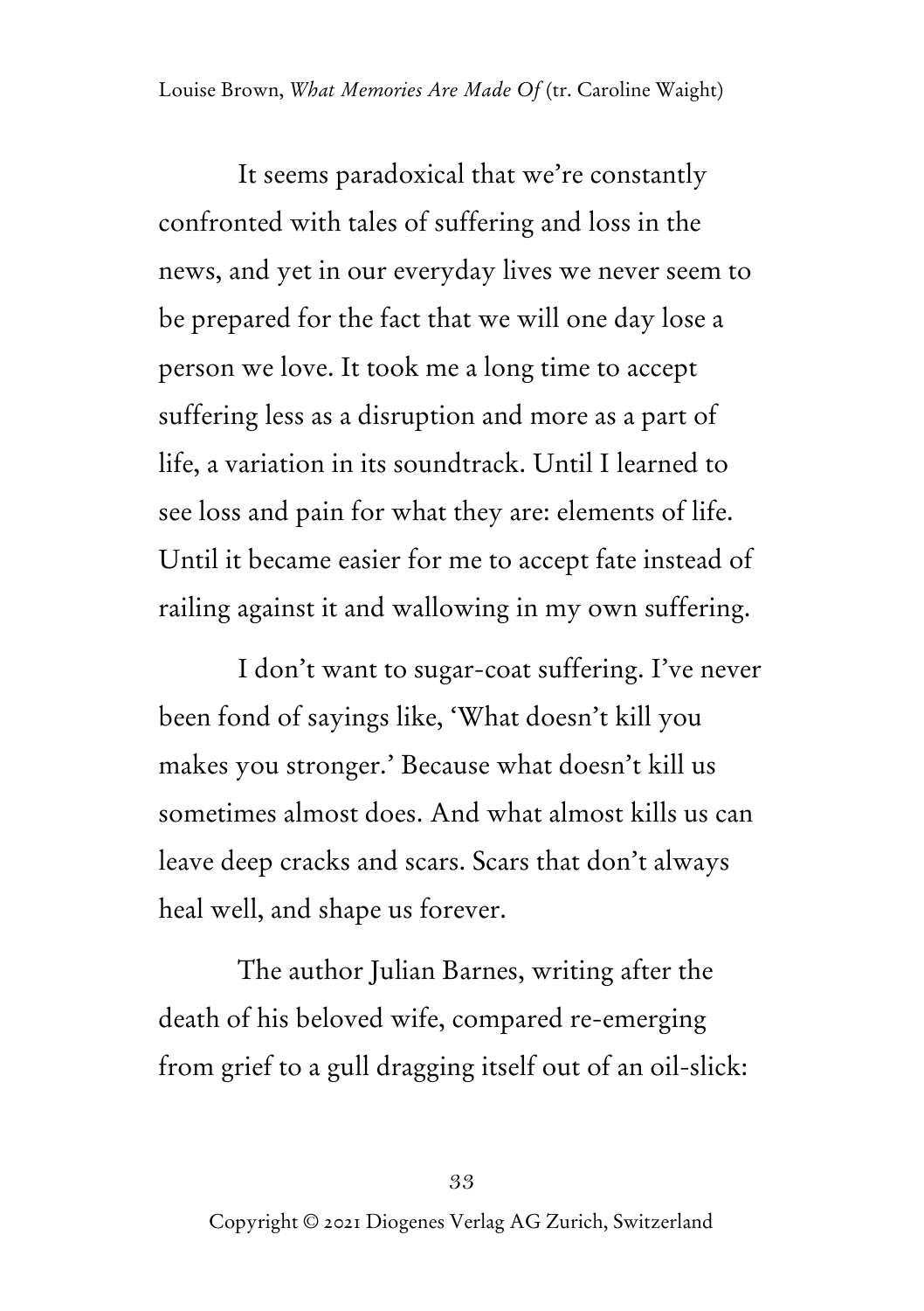It seems paradoxical that we're constantly confronted with tales of suffering and loss in the news, and yet in our everyday lives we never seem to be prepared for the fact that we will one day lose a person we love. It took me a long time to accept suffering less as a disruption and more as a part of life, a variation in its soundtrack. Until I learned to see loss and pain for what they are: elements of life. Until it became easier for me to accept fate instead of railing against it and wallowing in my own suffering.

I don't want to sugar-coat suffering. I've never been fond of sayings like, 'What doesn't kill you makes you stronger.' Because what doesn't kill us sometimes almost does. And what almost kills us can leave deep cracks and scars. Scars that don't always heal well, and shape us forever.

The author Julian Barnes, writing after the death of his beloved wife, compared re-emerging from grief to a gull dragging itself out of an oil-slick: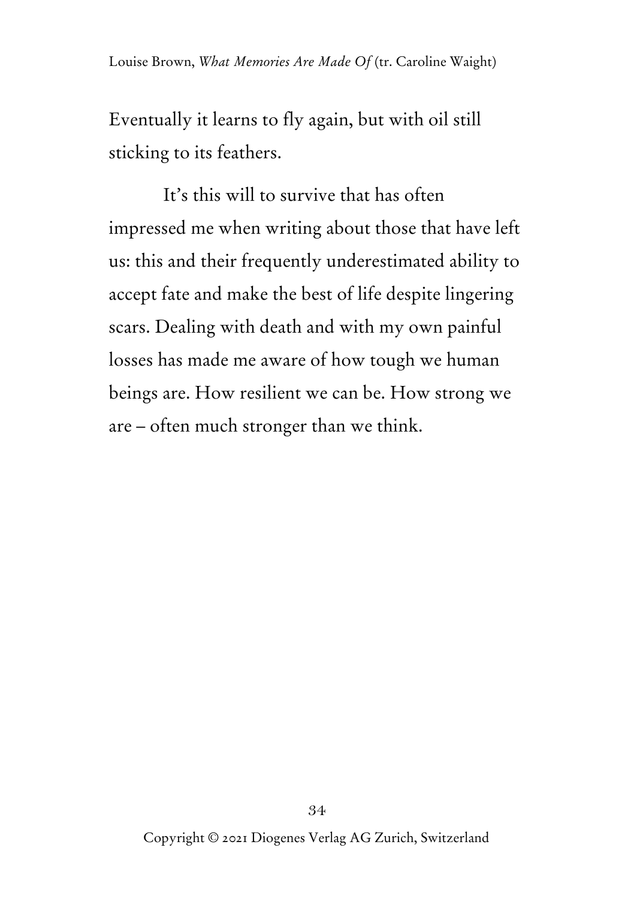Eventually it learns to fly again, but with oil still sticking to its feathers.

It's this will to survive that has often impressed me when writing about those that have left us: this and their frequently underestimated ability to accept fate and make the best of life despite lingering scars. Dealing with death and with my own painful losses has made me aware of how tough we human beings are. How resilient we can be. How strong we are – often much stronger than we think.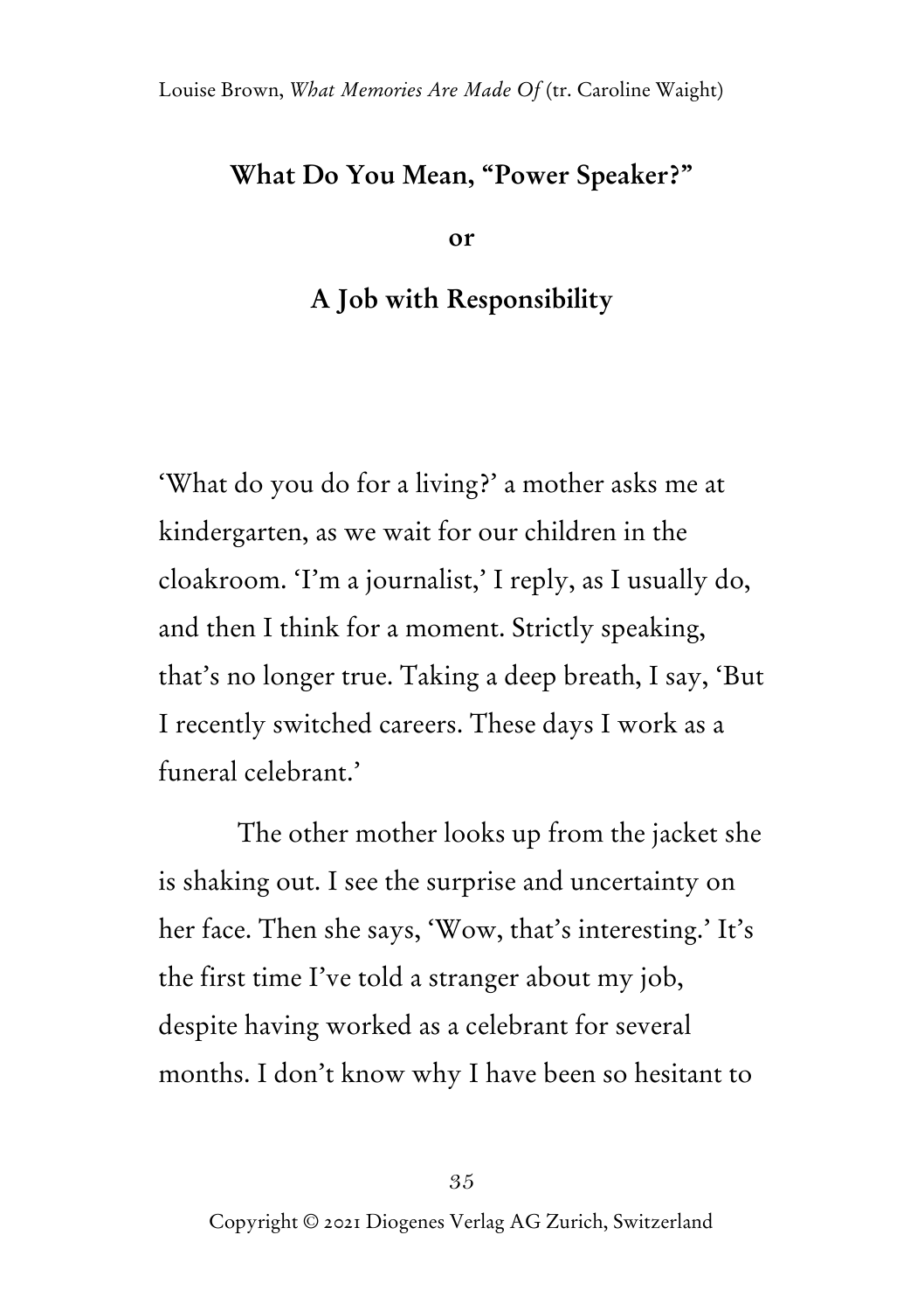## What Do You Mean, "Power Speaker?"

## or

## A Job with Responsibility

'What do you do for a living?' a mother asks me at kindergarten, as we wait for our children in the cloakroom. 'I'm a journalist,' I reply, as I usually do, and then I think for a moment. Strictly speaking, that's no longer true. Taking a deep breath, I say, 'But I recently switched careers. These days I work as a funeral celebrant.'

The other mother looks up from the jacket she is shaking out. I see the surprise and uncertainty on her face. Then she says, 'Wow, that's interesting.' It's the first time I've told a stranger about my job, despite having worked as a celebrant for several months. I don't know why I have been so hesitant to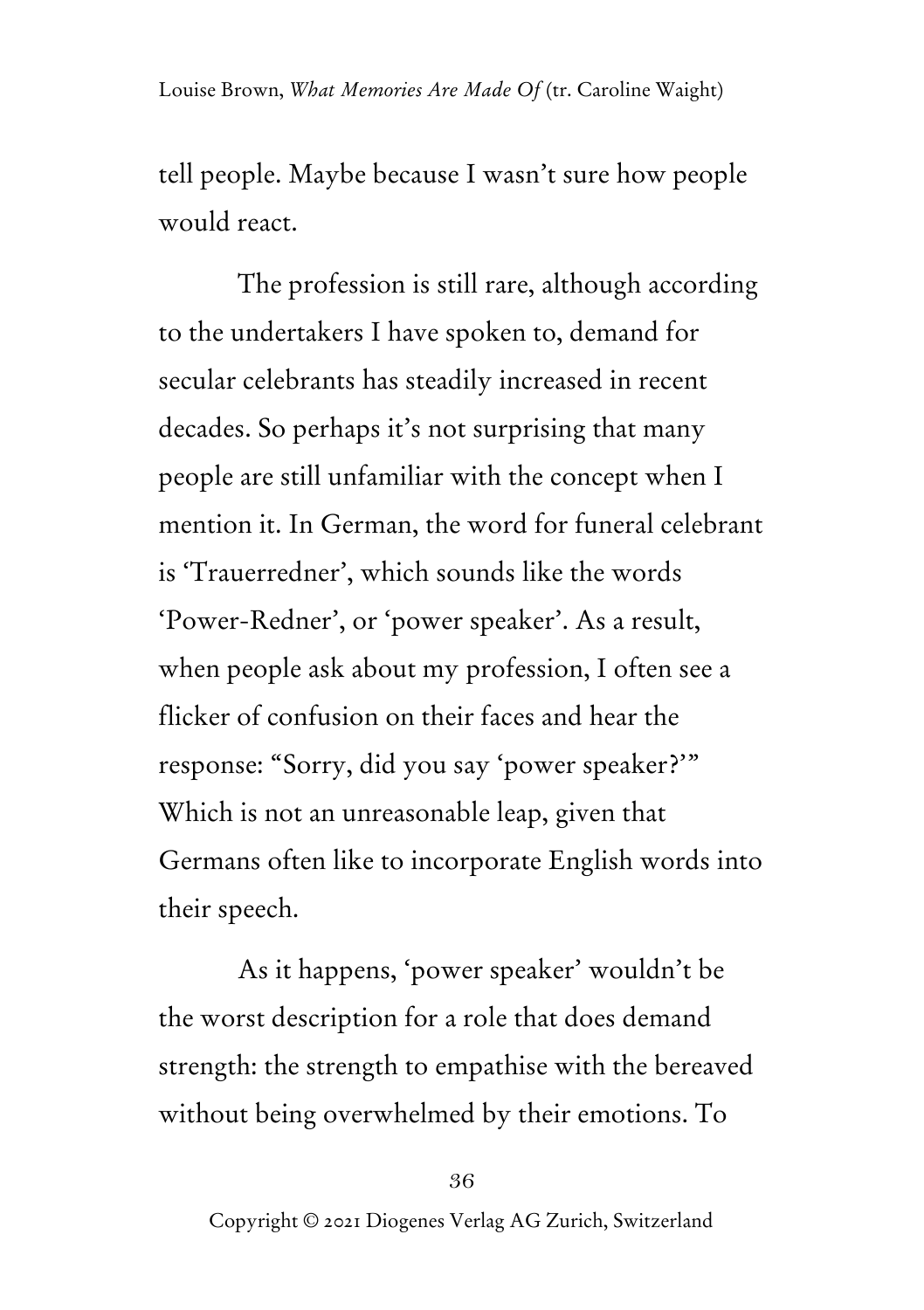tell people. Maybe because I wasn't sure how people would react.

The profession is still rare, although according to the undertakers I have spoken to, demand for secular celebrants has steadily increased in recent decades. So perhaps it's not surprising that many people are still unfamiliar with the concept when I mention it. In German, the word for funeral celebrant is 'Trauerredner', which sounds like the words 'Power-Redner', or 'power speaker'. As a result, when people ask about my profession, I often see a flicker of confusion on their faces and hear the response: "Sorry, did you say 'power speaker?'" Which is not an unreasonable leap, given that Germans often like to incorporate English words into their speech.

As it happens, 'power speaker' wouldn't be the worst description for a role that does demand strength: the strength to empathise with the bereaved without being overwhelmed by their emotions. To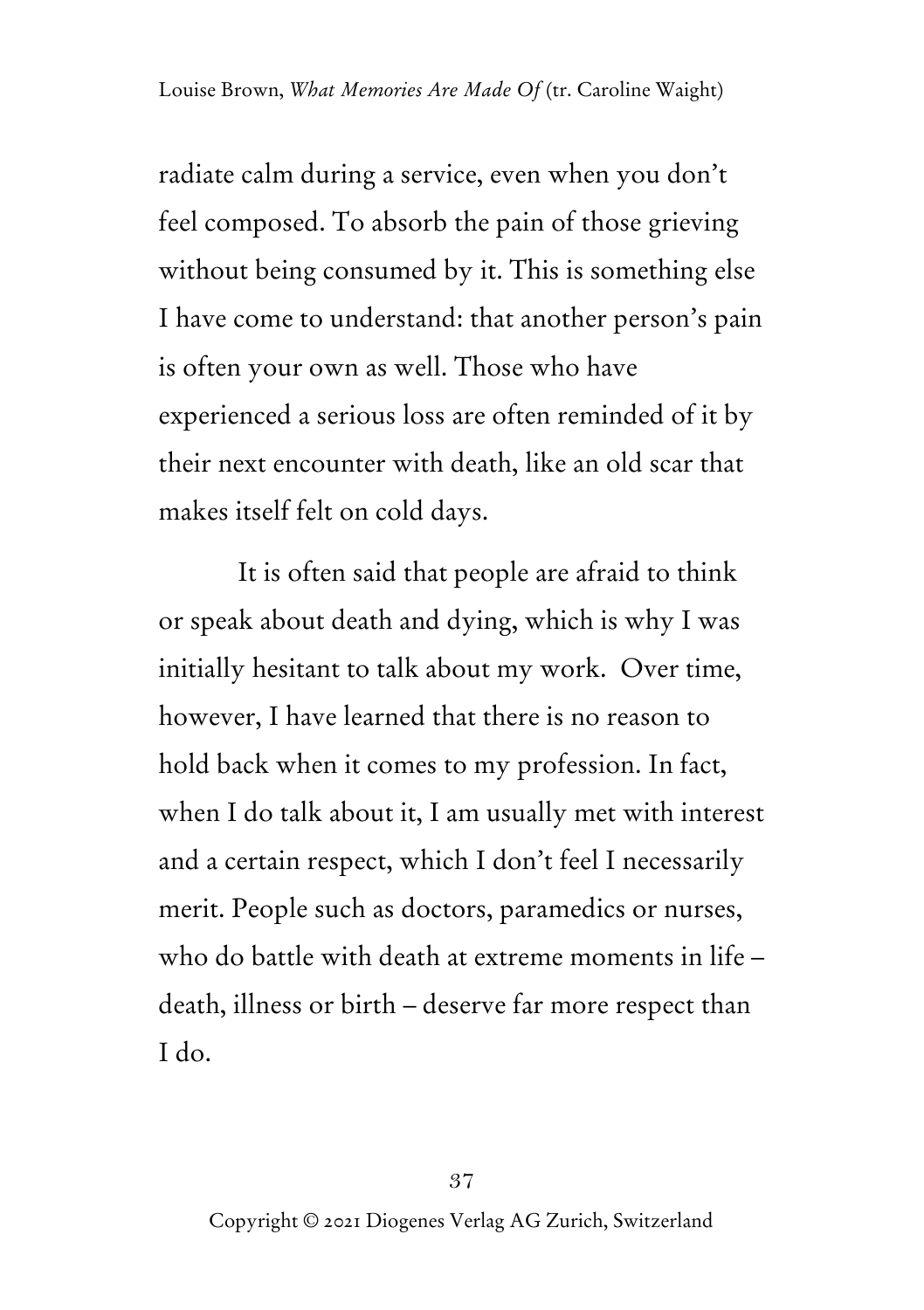radiate calm during a service, even when you don't feel composed. To absorb the pain of those grieving without being consumed by it. This is something else I have come to understand: that another person's pain is often your own as well. Those who have experienced a serious loss are often reminded of it by their next encounter with death, like an old scar that makes itself felt on cold days.

It is often said that people are afraid to think or speak about death and dying, which is why I was initially hesitant to talk about my work. Over time, however, I have learned that there is no reason to hold back when it comes to my profession. In fact, when I do talk about it, I am usually met with interest and a certain respect, which I don't feel I necessarily merit. People such as doctors, paramedics or nurses, who do battle with death at extreme moments in life – death, illness or birth – deserve far more respect than I do.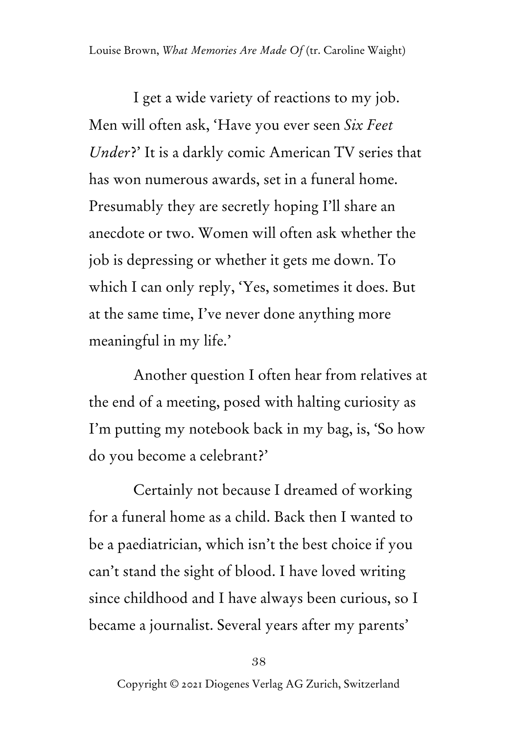I get a wide variety of reactions to my job. Men will often ask, 'Have you ever seen *Six Feet Under*?' It is a darkly comic American TV series that has won numerous awards, set in a funeral home. Presumably they are secretly hoping I'll share an anecdote or two. Women will often ask whether the job is depressing or whether it gets me down. To which I can only reply, 'Yes, sometimes it does. But at the same time, I've never done anything more meaningful in my life.'

Another question I often hear from relatives at the end of a meeting, posed with halting curiosity as I'm putting my notebook back in my bag, is, 'So how do you become a celebrant?'

Certainly not because I dreamed of working for a funeral home as a child. Back then I wanted to be a paediatrician, which isn't the best choice if you can't stand the sight of blood. I have loved writing since childhood and I have always been curious, so I became a journalist. Several years after my parents'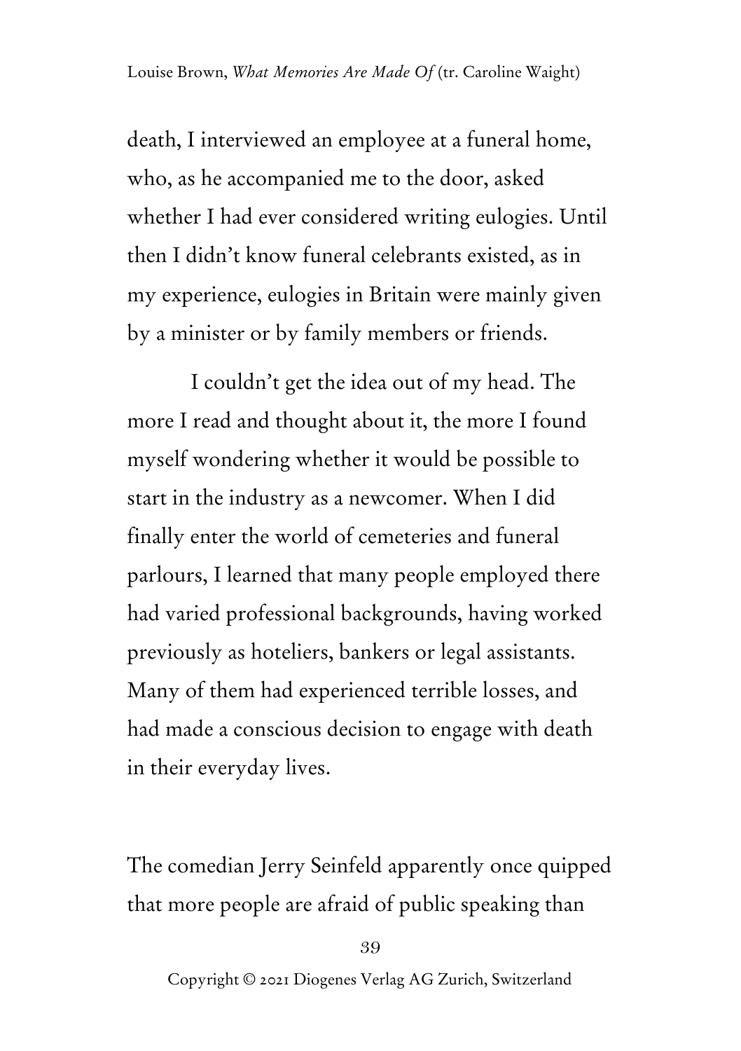death, I interviewed an employee at a funeral home, who, as he accompanied me to the door, asked whether I had ever considered writing eulogies. Until then I didn't know funeral celebrants existed, as in my experience, eulogies in Britain were mainly given by a minister or by family members or friends.

I couldn't get the idea out of my head. The more I read and thought about it, the more I found myself wondering whether it would be possible to start in the industry as a newcomer. When I did finally enter the world of cemeteries and funeral parlours, I learned that many people employed there had varied professional backgrounds, having worked previously as hoteliers, bankers or legal assistants. Many of them had experienced terrible losses, and had made a conscious decision to engage with death in their everyday lives.

The comedian Jerry Seinfeld apparently once quipped that more people are afraid of public speaking than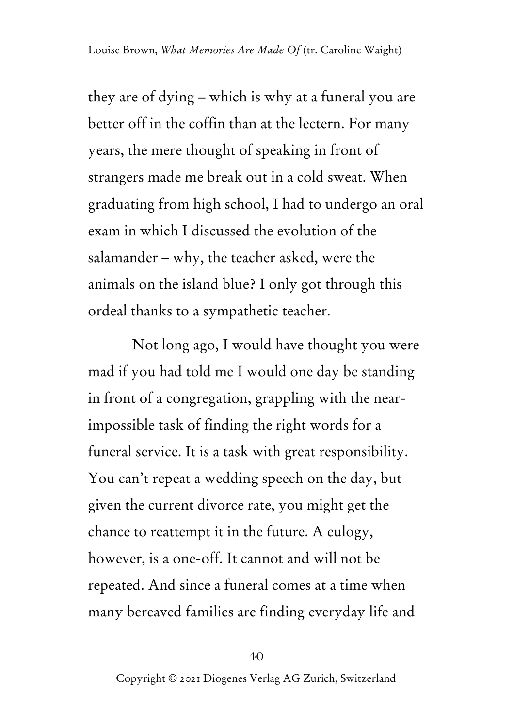they are of dying – which is why at a funeral you are better off in the coffin than at the lectern. For many years, the mere thought of speaking in front of strangers made me break out in a cold sweat. When graduating from high school, I had to undergo an oral exam in which I discussed the evolution of the salamander – why, the teacher asked, were the animals on the island blue? I only got through this ordeal thanks to a sympathetic teacher.

Not long ago, I would have thought you were mad if you had told me I would one day be standing in front of a congregation, grappling with the near-impossible task of finding the right words for a funeral service. It is a task with great responsibility. You can't repeat a wedding speech on the day, but given the current divorce rate, you might get the chance to reattempt it in the future. A eulogy, however, is a one-off. It cannot and will not be repeated. And since a funeral comes at a time when many bereaved families are finding everyday life and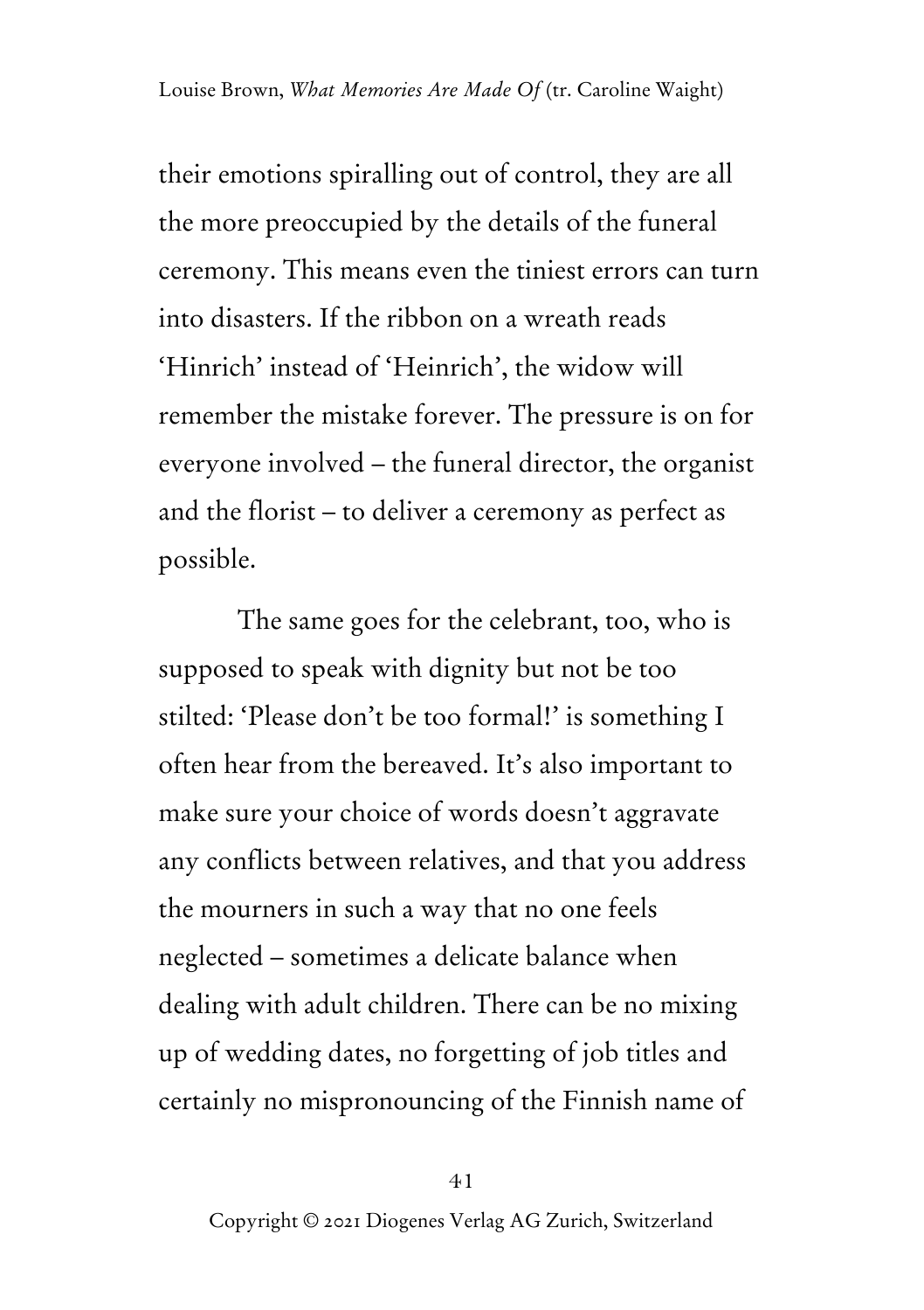their emotions spiralling out of control, they are all the more preoccupied by the details of the funeral ceremony. This means even the tiniest errors can turn into disasters. If the ribbon on a wreath reads 'Hinrich' instead of 'Heinrich', the widow will remember the mistake forever. The pressure is on for everyone involved – the funeral director, the organist and the florist – to deliver a ceremony as perfect as possible.

The same goes for the celebrant, too, who is supposed to speak with dignity but not be too stilted: 'Please don't be too formal!' is something I often hear from the bereaved. It's also important to make sure your choice of words doesn't aggravate any conflicts between relatives, and that you address the mourners in such a way that no one feels neglected – sometimes a delicate balance when dealing with adult children. There can be no mixing up of wedding dates, no forgetting of job titles and certainly no mispronouncing of the Finnish name of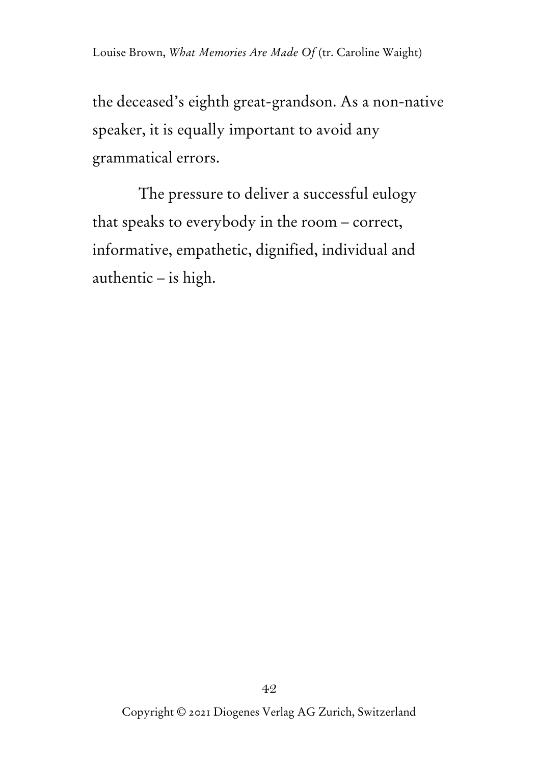the deceased's eighth great-grandson. As a non-native speaker, it is equally important to avoid any grammatical errors.

The pressure to deliver a successful eulogy that speaks to everybody in the room – correct, informative, empathetic, dignified, individual and authentic – is high.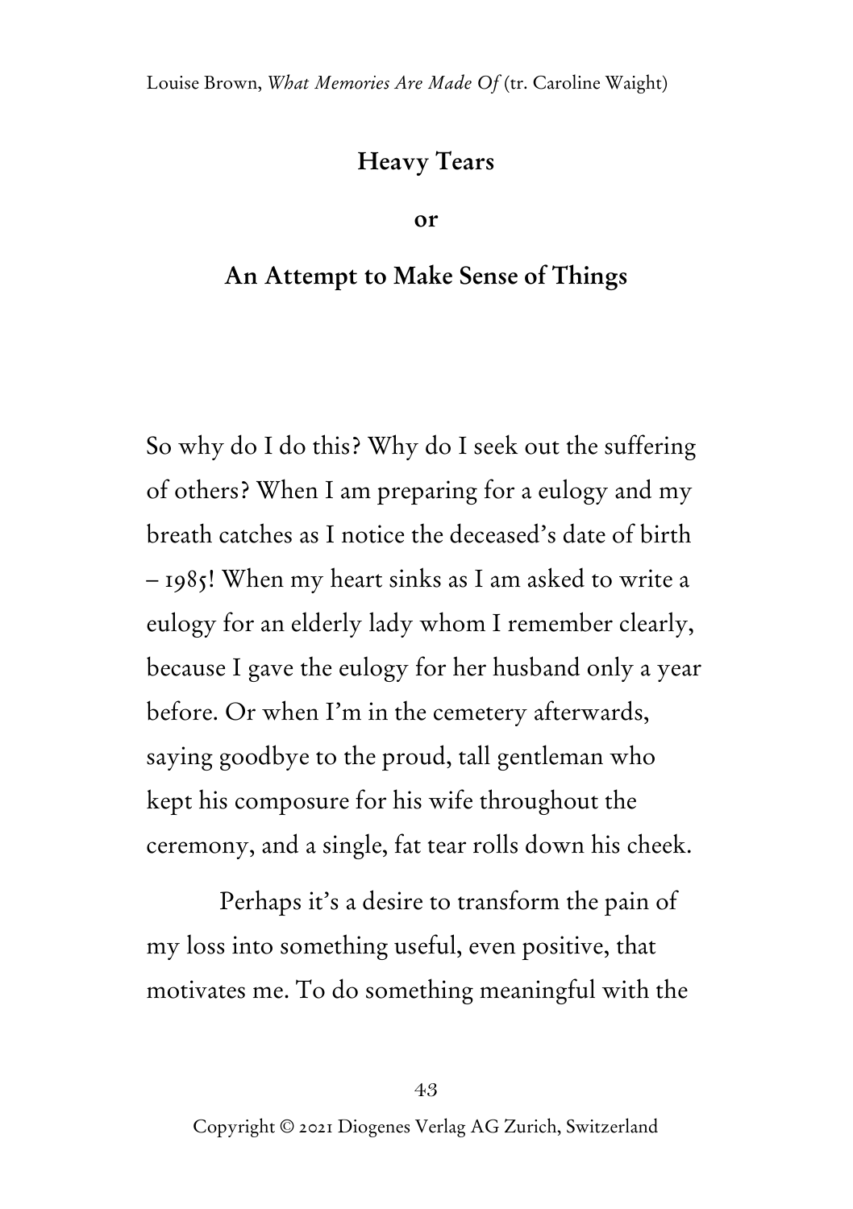## Heavy Tears

## or

## An Attempt to Make Sense of Things

So why do I do this? Why do I seek out the suffering of others? When I am preparing for a eulogy and my breath catches as I notice the deceased's date of birth – 1985! When my heart sinks as I am asked to write a eulogy for an elderly lady whom I remember clearly, because I gave the eulogy for her husband only a year before. Or when I'm in the cemetery afterwards, saying goodbye to the proud, tall gentleman who kept his composure for his wife throughout the ceremony, and a single, fat tear rolls down his cheek.

Perhaps it's a desire to transform the pain of my loss into something useful, even positive, that motivates me. To do something meaningful with the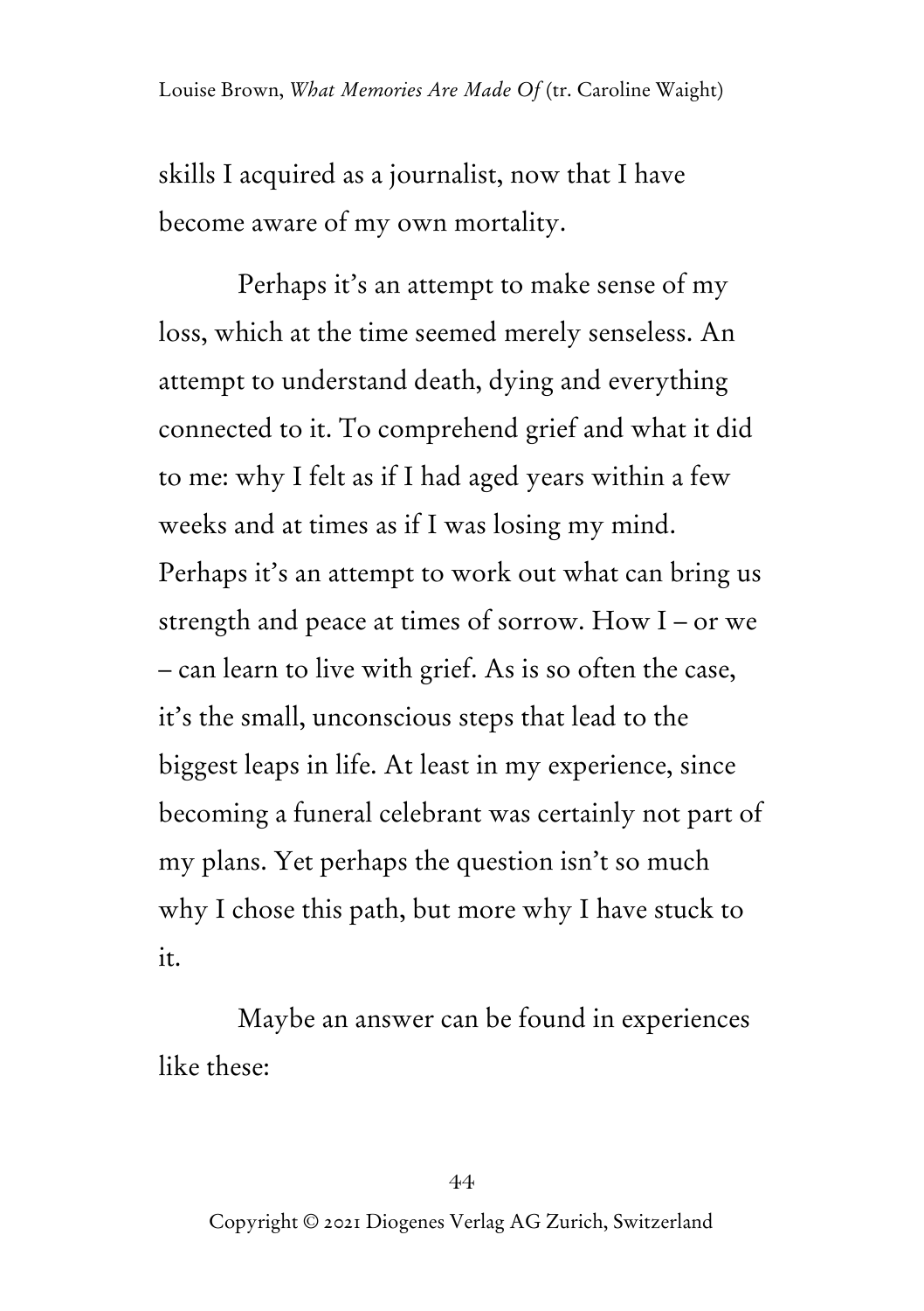skills I acquired as a journalist, now that I have become aware of my own mortality.

Perhaps it's an attempt to make sense of my loss, which at the time seemed merely senseless. An attempt to understand death, dying and everything connected to it. To comprehend grief and what it did to me: why I felt as if I had aged years within a few weeks and at times as if I was losing my mind. Perhaps it's an attempt to work out what can bring us strength and peace at times of sorrow. How I – or we – can learn to live with grief. As is so often the case, it's the small, unconscious steps that lead to the biggest leaps in life. At least in my experience, since becoming a funeral celebrant was certainly not part of my plans. Yet perhaps the question isn't so much why I chose this path, but more why I have stuck to it.

Maybe an answer can be found in experiences like these: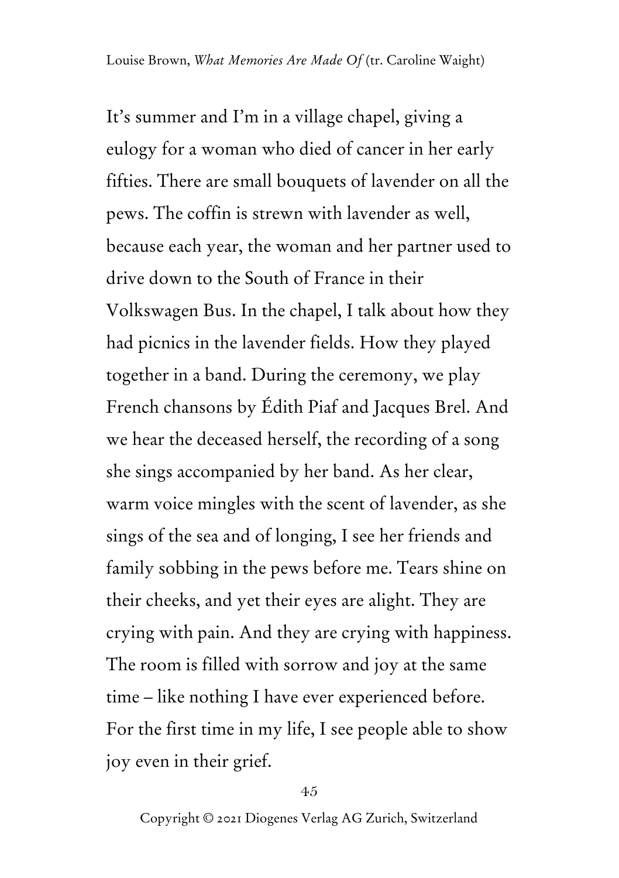It's summer and I'm in a village chapel, giving a eulogy for a woman who died of cancer in her early fifties. There are small bouquets of lavender on all the pews. The coffin is strewn with lavender as well, because each year, the woman and her partner used to drive down to the South of France in their Volkswagen Bus. In the chapel, I talk about how they had picnics in the lavender fields. How they played together in a band. During the ceremony, we play French chansons by Édith Piaf and Jacques Brel. And we hear the deceased herself, the recording of a song she sings accompanied by her band. As her clear, warm voice mingles with the scent of lavender, as she sings of the sea and of longing, I see her friends and family sobbing in the pews before me. Tears shine on their cheeks, and yet their eyes are alight. They are crying with pain. And they are crying with happiness. The room is filled with sorrow and joy at the same time – like nothing I have ever experienced before. For the first time in my life, I see people able to show joy even in their grief.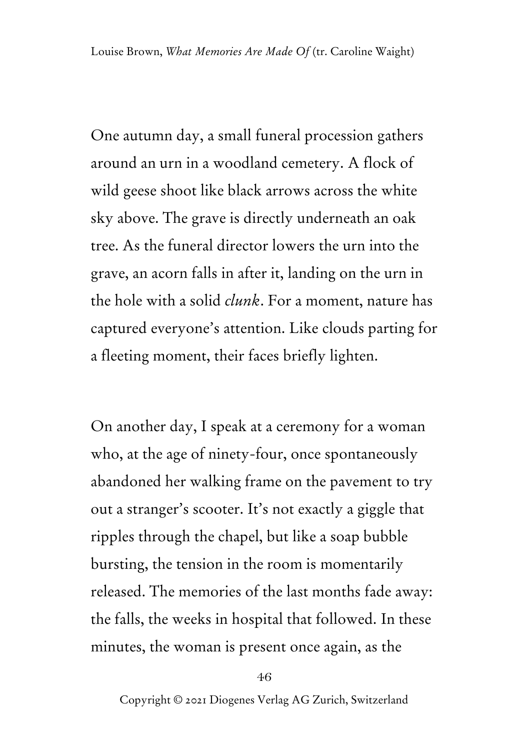One autumn day, a small funeral procession gathers around an urn in a woodland cemetery. A flock of wild geese shoot like black arrows across the white sky above. The grave is directly underneath an oak tree. As the funeral director lowers the urn into the grave, an acorn falls in after it, landing on the urn in the hole with a solid *clunk*. For a moment, nature has captured everyone's attention. Like clouds parting for a fleeting moment, their faces briefly lighten.

On another day, I speak at a ceremony for a woman who, at the age of ninety-four, once spontaneously abandoned her walking frame on the pavement to try out a stranger's scooter. It's not exactly a giggle that ripples through the chapel, but like a soap bubble bursting, the tension in the room is momentarily released. The memories of the last months fade away: the falls, the weeks in hospital that followed. In these minutes, the woman is present once again, as the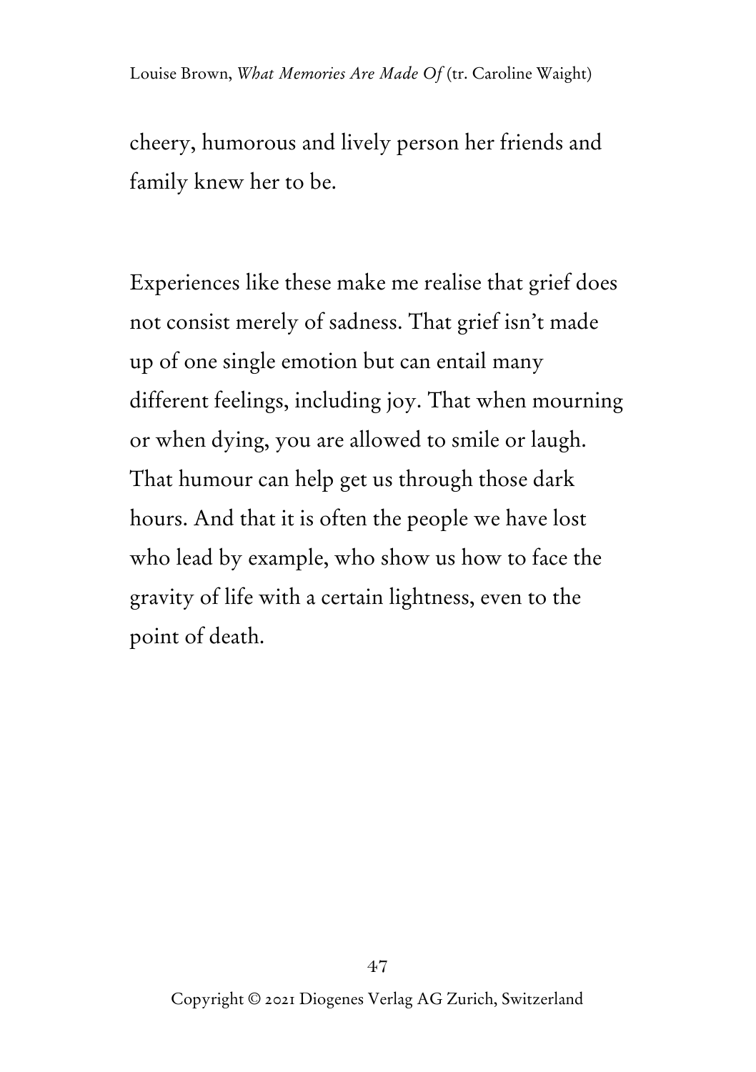cheery, humorous and lively person her friends and family knew her to be.

Experiences like these make me realise that grief does not consist merely of sadness. That grief isn't made up of one single emotion but can entail many different feelings, including joy. That when mourning or when dying, you are allowed to smile or laugh. That humour can help get us through those dark hours. And that it is often the people we have lost who lead by example, who show us how to face the gravity of life with a certain lightness, even to the point of death.